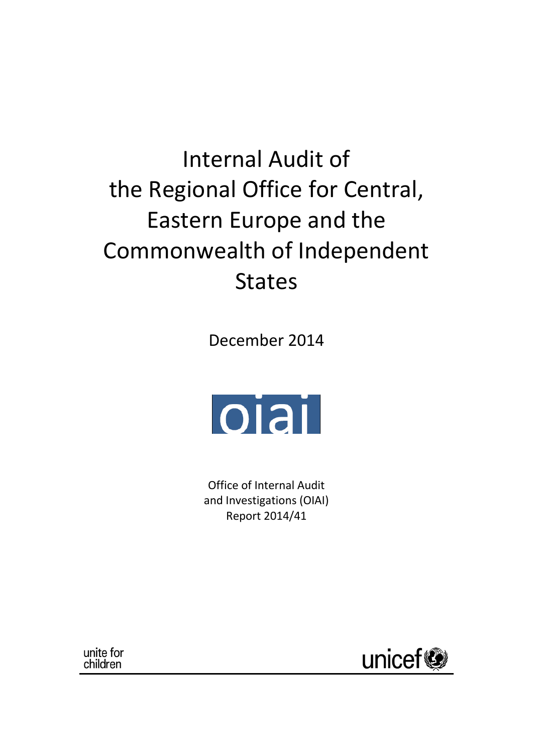# Internal Audit of the Regional Office for Central, Eastern Europe and the Commonwealth of Independent States

December 2014

oiai

Office of Internal Audit and Investigations (OIAI)
Report 2014/41

unite for children

unicef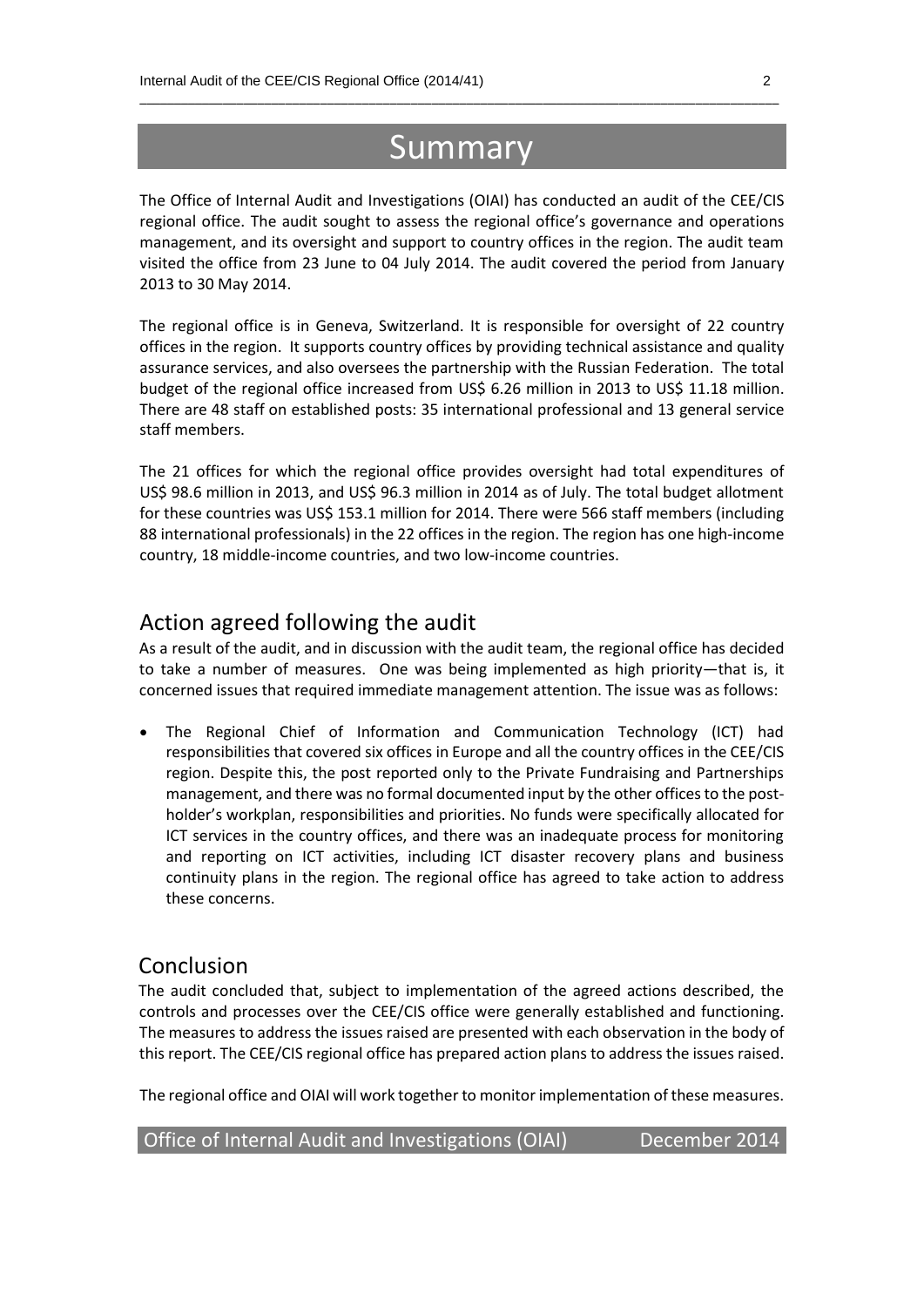# Summary

The Office of Internal Audit and Investigations (OIAI) has conducted an audit of the CEE/CIS regional office. The audit sought to assess the regional office's governance and operations management, and its oversight and support to country offices in the region. The audit team visited the office from 23 June to 04 July 2014. The audit covered the period from January 2013 to 30 May 2014.

The regional office is in Geneva, Switzerland. It is responsible for oversight of 22 country offices in the region. It supports country offices by providing technical assistance and quality assurance services, and also oversees the partnership with the Russian Federation. The total budget of the regional office increased from US$ 6.26 million in 2013 to US$ 11.18 million. There are 48 staff on established posts: 35 international professional and 13 general service staff members.

The 21 offices for which the regional office provides oversight had total expenditures of US$ 98.6 million in 2013, and US$ 96.3 million in 2014 as of July. The total budget allotment for these countries was US$ 153.1 million for 2014. There were 566 staff members (including 88 international professionals) in the 22 offices in the region. The region has one high-income country, 18 middle-income countries, and two low-income countries.

## Action agreed following the audit

As a result of the audit, and in discussion with the audit team, the regional office has decided to take a number of measures. One was being implemented as high priority—that is, it concerned issues that required immediate management attention. The issue was as follows:

- The Regional Chief of Information and Communication Technology (ICT) had responsibilities that covered six offices in Europe and all the country offices in the CEE/CIS region. Despite this, the post reported only to the Private Fundraising and Partnerships management, and there was no formal documented input by the other offices to the post-holder's workplan, responsibilities and priorities. No funds were specifically allocated for ICT services in the country offices, and there was an inadequate process for monitoring and reporting on ICT activities, including ICT disaster recovery plans and business continuity plans in the region. The regional office has agreed to take action to address these concerns.

## Conclusion

The audit concluded that, subject to implementation of the agreed actions described, the controls and processes over the CEE/CIS office were generally established and functioning. The measures to address the issues raised are presented with each observation in the body of this report. The CEE/CIS regional office has prepared action plans to address the issues raised.

The regional office and OIAI will work together to monitor implementation of these measures.

Office of Internal Audit and Investigations (OIAI) December 2014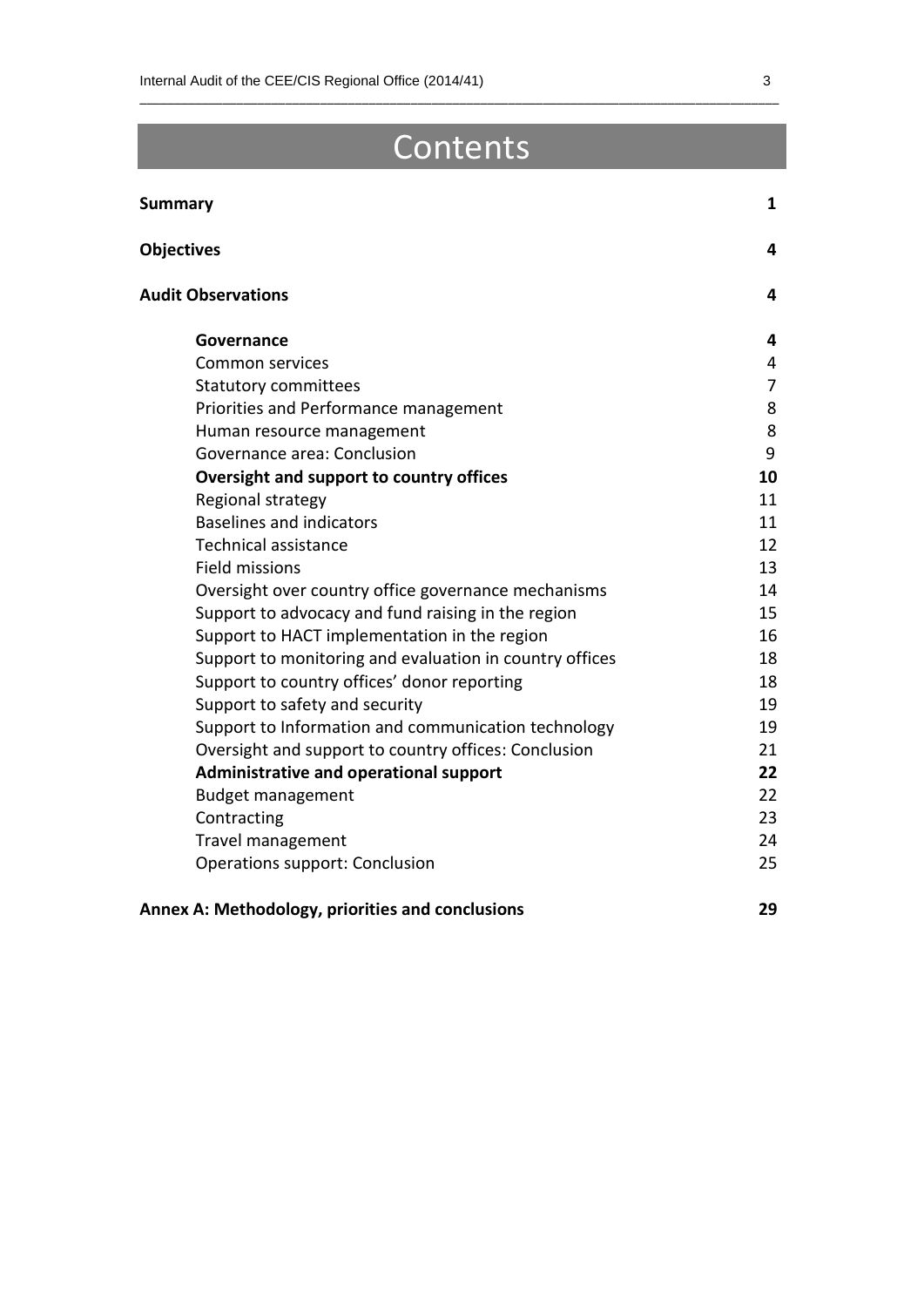# Contents

| | |
|---|---|
| **Summary** | **1** |
| **Objectives** | **4** |
| **Audit Observations** | **4** |
| **Governance** | **4** |
| Common services | 4 |
| Statutory committees | 7 |
| Priorities and Performance management | 8 |
| Human resource management | 8 |
| Governance area: Conclusion | 9 |
| **Oversight and support to country offices** | **10** |
| Regional strategy | 11 |
| Baselines and indicators | 11 |
| Technical assistance | 12 |
| Field missions | 13 |
| Oversight over country office governance mechanisms | 14 |
| Support to advocacy and fund raising in the region | 15 |
| Support to HACT implementation in the region | 16 |
| Support to monitoring and evaluation in country offices | 18 |
| Support to country offices' donor reporting | 18 |
| Support to safety and security | 19 |
| Support to Information and communication technology | 19 |
| Oversight and support to country offices: Conclusion | 21 |
| **Administrative and operational support** | **22** |
| Budget management | 22 |
| Contracting | 23 |
| Travel management | 24 |
| Operations support: Conclusion | 25 |
| **Annex A: Methodology, priorities and conclusions** | **29** |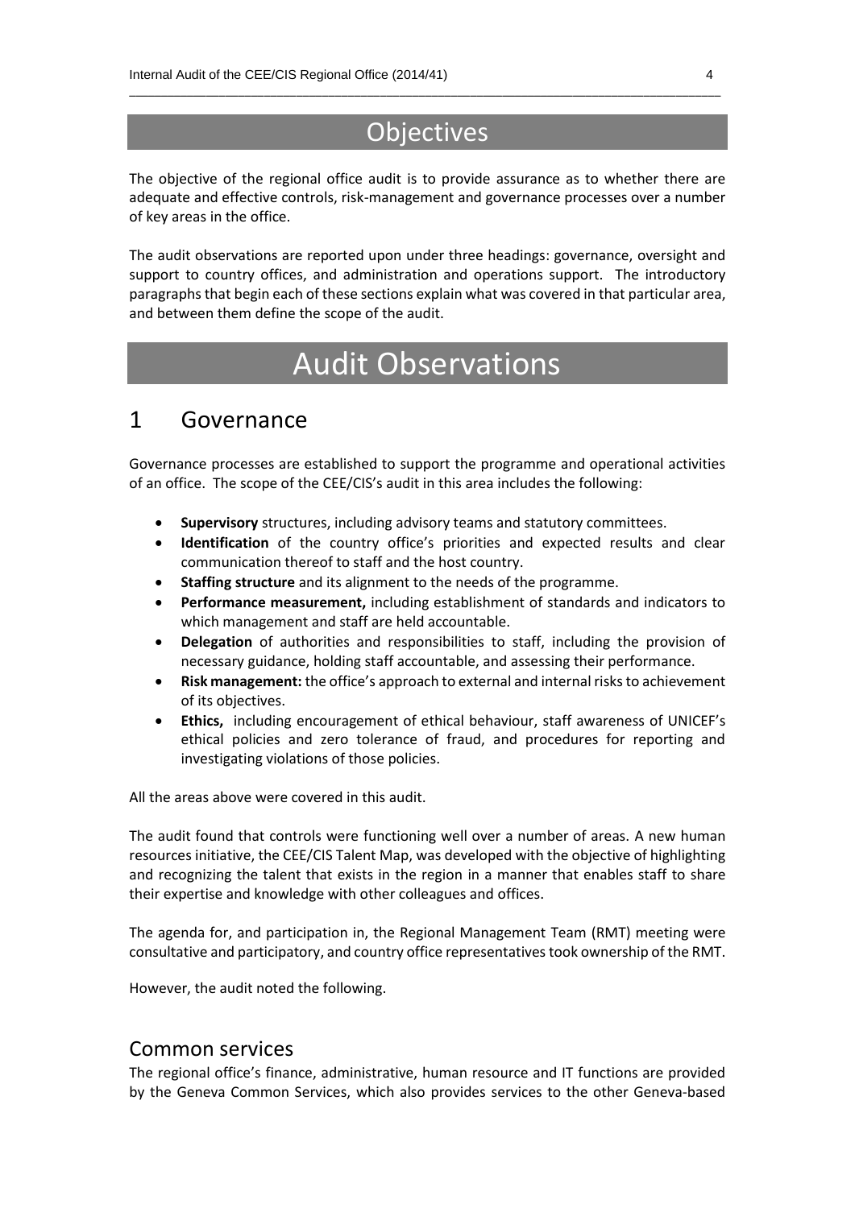# Objectives

The objective of the regional office audit is to provide assurance as to whether there are adequate and effective controls, risk-management and governance processes over a number of key areas in the office.

The audit observations are reported upon under three headings: governance, oversight and support to country offices, and administration and operations support. The introductory paragraphs that begin each of these sections explain what was covered in that particular area, and between them define the scope of the audit.

# Audit Observations

## 1 Governance

Governance processes are established to support the programme and operational activities of an office. The scope of the CEE/CIS's audit in this area includes the following:

- **Supervisory** structures, including advisory teams and statutory committees.
- **Identification** of the country office's priorities and expected results and clear communication thereof to staff and the host country.
- **Staffing structure** and its alignment to the needs of the programme.
- **Performance measurement,** including establishment of standards and indicators to which management and staff are held accountable.
- **Delegation** of authorities and responsibilities to staff, including the provision of necessary guidance, holding staff accountable, and assessing their performance.
- **Risk management:** the office's approach to external and internal risks to achievement of its objectives.
- **Ethics,** including encouragement of ethical behaviour, staff awareness of UNICEF's ethical policies and zero tolerance of fraud, and procedures for reporting and investigating violations of those policies.

All the areas above were covered in this audit.

The audit found that controls were functioning well over a number of areas. A new human resources initiative, the CEE/CIS Talent Map, was developed with the objective of highlighting and recognizing the talent that exists in the region in a manner that enables staff to share their expertise and knowledge with other colleagues and offices.

The agenda for, and participation in, the Regional Management Team (RMT) meeting were consultative and participatory, and country office representatives took ownership of the RMT.

However, the audit noted the following.

### Common services

The regional office's finance, administrative, human resource and IT functions are provided by the Geneva Common Services, which also provides services to the other Geneva-based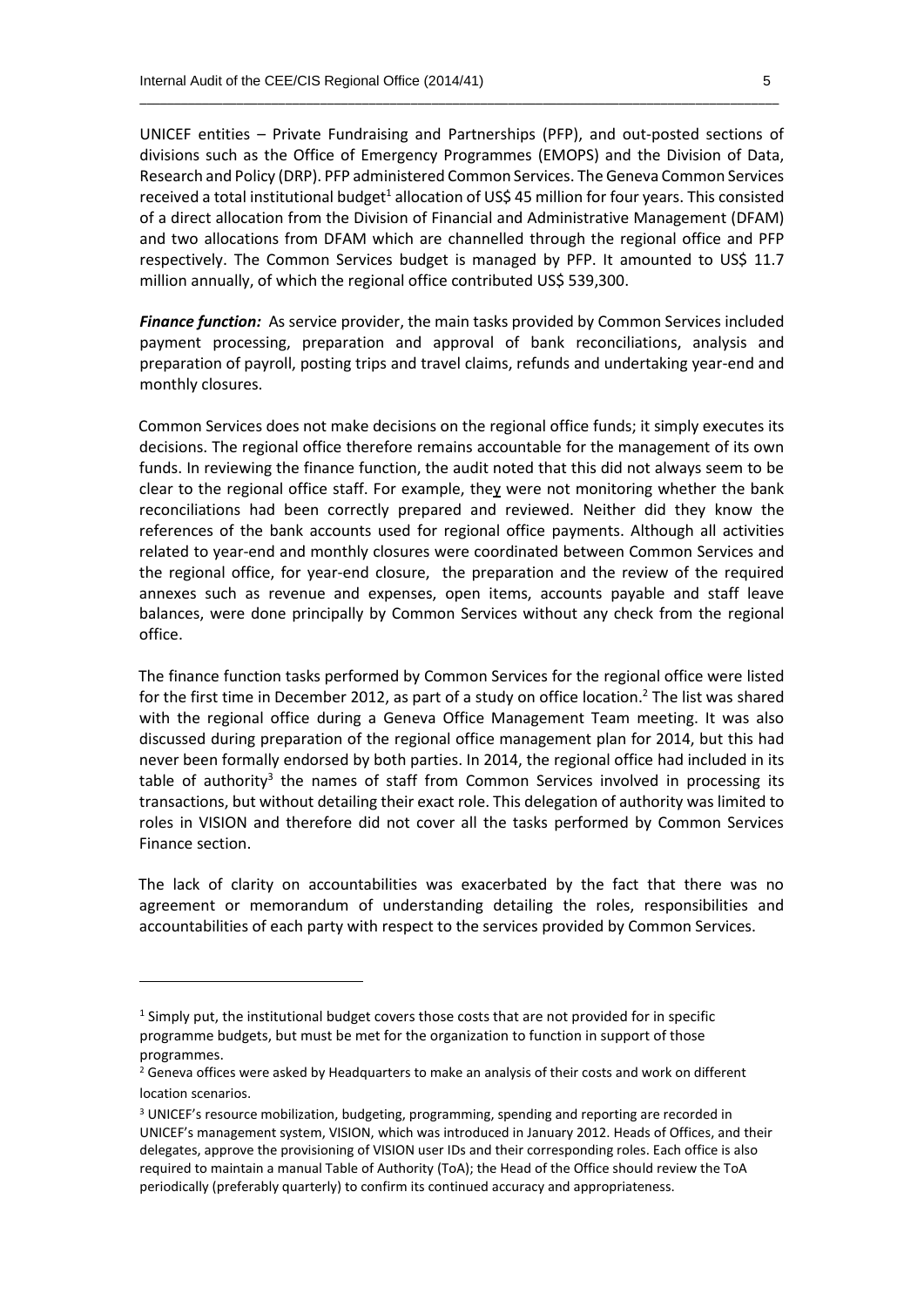UNICEF entities – Private Fundraising and Partnerships (PFP), and out-posted sections of divisions such as the Office of Emergency Programmes (EMOPS) and the Division of Data, Research and Policy (DRP). PFP administered Common Services. The Geneva Common Services received a total institutional budget[1] allocation of US$ 45 million for four years. This consisted of a direct allocation from the Division of Financial and Administrative Management (DFAM) and two allocations from DFAM which are channelled through the regional office and PFP respectively. The Common Services budget is managed by PFP. It amounted to US$ 11.7 million annually, of which the regional office contributed US$ 539,300.

***Finance function:*** As service provider, the main tasks provided by Common Services included payment processing, preparation and approval of bank reconciliations, analysis and preparation of payroll, posting trips and travel claims, refunds and undertaking year-end and monthly closures.

Common Services does not make decisions on the regional office funds; it simply executes its decisions. The regional office therefore remains accountable for the management of its own funds. In reviewing the finance function, the audit noted that this did not always seem to be clear to the regional office staff. For example, they were not monitoring whether the bank reconciliations had been correctly prepared and reviewed. Neither did they know the references of the bank accounts used for regional office payments. Although all activities related to year-end and monthly closures were coordinated between Common Services and the regional office, for year-end closure, the preparation and the review of the required annexes such as revenue and expenses, open items, accounts payable and staff leave balances, were done principally by Common Services without any check from the regional office.

The finance function tasks performed by Common Services for the regional office were listed for the first time in December 2012, as part of a study on office location.[2] The list was shared with the regional office during a Geneva Office Management Team meeting. It was also discussed during preparation of the regional office management plan for 2014, but this had never been formally endorsed by both parties. In 2014, the regional office had included in its table of authority[3] the names of staff from Common Services involved in processing its transactions, but without detailing their exact role. This delegation of authority was limited to roles in VISION and therefore did not cover all the tasks performed by Common Services Finance section.

The lack of clarity on accountabilities was exacerbated by the fact that there was no agreement or memorandum of understanding detailing the roles, responsibilities and accountabilities of each party with respect to the services provided by Common Services.

---

[1] Simply put, the institutional budget covers those costs that are not provided for in specific programme budgets, but must be met for the organization to function in support of those programmes.

[2] Geneva offices were asked by Headquarters to make an analysis of their costs and work on different location scenarios.

[3] UNICEF's resource mobilization, budgeting, programming, spending and reporting are recorded in UNICEF's management system, VISION, which was introduced in January 2012. Heads of Offices, and their delegates, approve the provisioning of VISION user IDs and their corresponding roles. Each office is also required to maintain a manual Table of Authority (ToA); the Head of the Office should review the ToA periodically (preferably quarterly) to confirm its continued accuracy and appropriateness.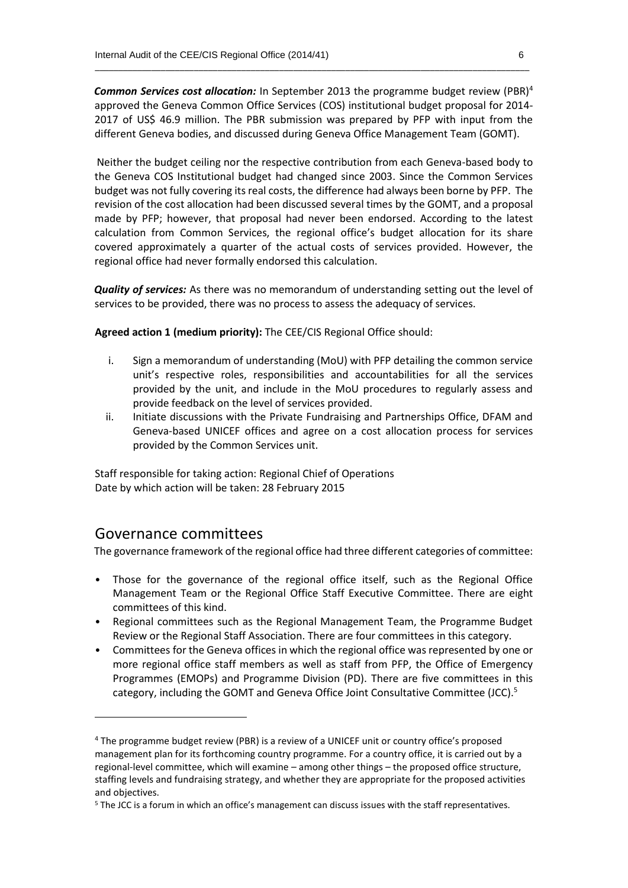***Common Services cost allocation:*** In September 2013 the programme budget review (PBR)[4] approved the Geneva Common Office Services (COS) institutional budget proposal for 2014-2017 of US$ 46.9 million. The PBR submission was prepared by PFP with input from the different Geneva bodies, and discussed during Geneva Office Management Team (GOMT).

Neither the budget ceiling nor the respective contribution from each Geneva-based body to the Geneva COS Institutional budget had changed since 2003. Since the Common Services budget was not fully covering its real costs, the difference had always been borne by PFP. The revision of the cost allocation had been discussed several times by the GOMT, and a proposal made by PFP; however, that proposal had never been endorsed. According to the latest calculation from Common Services, the regional office's budget allocation for its share covered approximately a quarter of the actual costs of services provided. However, the regional office had never formally endorsed this calculation.

***Quality of services:*** As there was no memorandum of understanding setting out the level of services to be provided, there was no process to assess the adequacy of services.

**Agreed action 1 (medium priority):** The CEE/CIS Regional Office should:

i. Sign a memorandum of understanding (MoU) with PFP detailing the common service unit's respective roles, responsibilities and accountabilities for all the services provided by the unit, and include in the MoU procedures to regularly assess and provide feedback on the level of services provided.
ii. Initiate discussions with the Private Fundraising and Partnerships Office, DFAM and Geneva-based UNICEF offices and agree on a cost allocation process for services provided by the Common Services unit.

Staff responsible for taking action: Regional Chief of Operations
Date by which action will be taken: 28 February 2015

## Governance committees

The governance framework of the regional office had three different categories of committee:

- Those for the governance of the regional office itself, such as the Regional Office Management Team or the Regional Office Staff Executive Committee. There are eight committees of this kind.
- Regional committees such as the Regional Management Team, the Programme Budget Review or the Regional Staff Association. There are four committees in this category.
- Committees for the Geneva offices in which the regional office was represented by one or more regional office staff members as well as staff from PFP, the Office of Emergency Programmes (EMOPs) and Programme Division (PD). There are five committees in this category, including the GOMT and Geneva Office Joint Consultative Committee (JCC).[5]

---

[4] The programme budget review (PBR) is a review of a UNICEF unit or country office's proposed management plan for its forthcoming country programme. For a country office, it is carried out by a regional-level committee, which will examine – among other things – the proposed office structure, staffing levels and fundraising strategy, and whether they are appropriate for the proposed activities and objectives.

[5] The JCC is a forum in which an office's management can discuss issues with the staff representatives.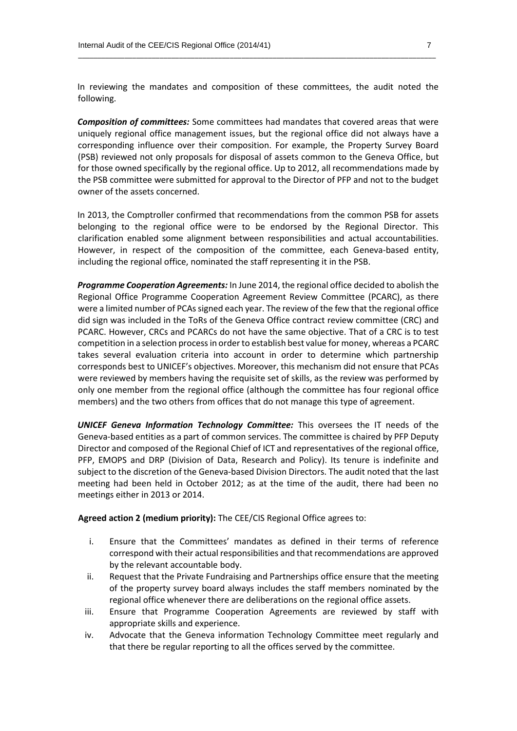In reviewing the mandates and composition of these committees, the audit noted the following.

***Composition of committees:*** Some committees had mandates that covered areas that were uniquely regional office management issues, but the regional office did not always have a corresponding influence over their composition. For example, the Property Survey Board (PSB) reviewed not only proposals for disposal of assets common to the Geneva Office, but for those owned specifically by the regional office. Up to 2012, all recommendations made by the PSB committee were submitted for approval to the Director of PFP and not to the budget owner of the assets concerned.

In 2013, the Comptroller confirmed that recommendations from the common PSB for assets belonging to the regional office were to be endorsed by the Regional Director. This clarification enabled some alignment between responsibilities and actual accountabilities. However, in respect of the composition of the committee, each Geneva-based entity, including the regional office, nominated the staff representing it in the PSB.

***Programme Cooperation Agreements:*** In June 2014, the regional office decided to abolish the Regional Office Programme Cooperation Agreement Review Committee (PCARC), as there were a limited number of PCAs signed each year. The review of the few that the regional office did sign was included in the ToRs of the Geneva Office contract review committee (CRC) and PCARC. However, CRCs and PCARCs do not have the same objective. That of a CRC is to test competition in a selection process in order to establish best value for money, whereas a PCARC takes several evaluation criteria into account in order to determine which partnership corresponds best to UNICEF's objectives. Moreover, this mechanism did not ensure that PCAs were reviewed by members having the requisite set of skills, as the review was performed by only one member from the regional office (although the committee has four regional office members) and the two others from offices that do not manage this type of agreement.

***UNICEF Geneva Information Technology Committee:*** This oversees the IT needs of the Geneva-based entities as a part of common services. The committee is chaired by PFP Deputy Director and composed of the Regional Chief of ICT and representatives of the regional office, PFP, EMOPS and DRP (Division of Data, Research and Policy). Its tenure is indefinite and subject to the discretion of the Geneva-based Division Directors. The audit noted that the last meeting had been held in October 2012; as at the time of the audit, there had been no meetings either in 2013 or 2014.

**Agreed action 2 (medium priority):** The CEE/CIS Regional Office agrees to:

i. Ensure that the Committees' mandates as defined in their terms of reference correspond with their actual responsibilities and that recommendations are approved by the relevant accountable body.
ii. Request that the Private Fundraising and Partnerships office ensure that the meeting of the property survey board always includes the staff members nominated by the regional office whenever there are deliberations on the regional office assets.
iii. Ensure that Programme Cooperation Agreements are reviewed by staff with appropriate skills and experience.
iv. Advocate that the Geneva information Technology Committee meet regularly and that there be regular reporting to all the offices served by the committee.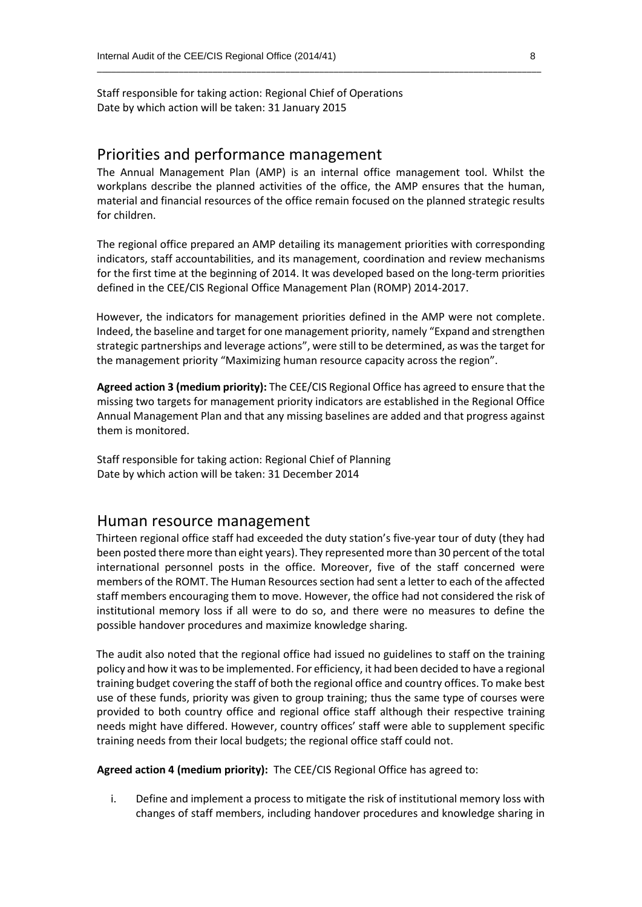Staff responsible for taking action: Regional Chief of Operations
Date by which action will be taken: 31 January 2015

## Priorities and performance management

The Annual Management Plan (AMP) is an internal office management tool. Whilst the workplans describe the planned activities of the office, the AMP ensures that the human, material and financial resources of the office remain focused on the planned strategic results for children.

The regional office prepared an AMP detailing its management priorities with corresponding indicators, staff accountabilities, and its management, coordination and review mechanisms for the first time at the beginning of 2014. It was developed based on the long-term priorities defined in the CEE/CIS Regional Office Management Plan (ROMP) 2014-2017.

However, the indicators for management priorities defined in the AMP were not complete. Indeed, the baseline and target for one management priority, namely "Expand and strengthen strategic partnerships and leverage actions", were still to be determined, as was the target for the management priority "Maximizing human resource capacity across the region".

**Agreed action 3 (medium priority):** The CEE/CIS Regional Office has agreed to ensure that the missing two targets for management priority indicators are established in the Regional Office Annual Management Plan and that any missing baselines are added and that progress against them is monitored.

Staff responsible for taking action: Regional Chief of Planning
Date by which action will be taken: 31 December 2014

## Human resource management

Thirteen regional office staff had exceeded the duty station's five-year tour of duty (they had been posted there more than eight years). They represented more than 30 percent of the total international personnel posts in the office. Moreover, five of the staff concerned were members of the ROMT. The Human Resources section had sent a letter to each of the affected staff members encouraging them to move. However, the office had not considered the risk of institutional memory loss if all were to do so, and there were no measures to define the possible handover procedures and maximize knowledge sharing.

The audit also noted that the regional office had issued no guidelines to staff on the training policy and how it was to be implemented. For efficiency, it had been decided to have a regional training budget covering the staff of both the regional office and country offices. To make best use of these funds, priority was given to group training; thus the same type of courses were provided to both country office and regional office staff although their respective training needs might have differed. However, country offices' staff were able to supplement specific training needs from their local budgets; the regional office staff could not.

**Agreed action 4 (medium priority):** The CEE/CIS Regional Office has agreed to:

i. Define and implement a process to mitigate the risk of institutional memory loss with changes of staff members, including handover procedures and knowledge sharing in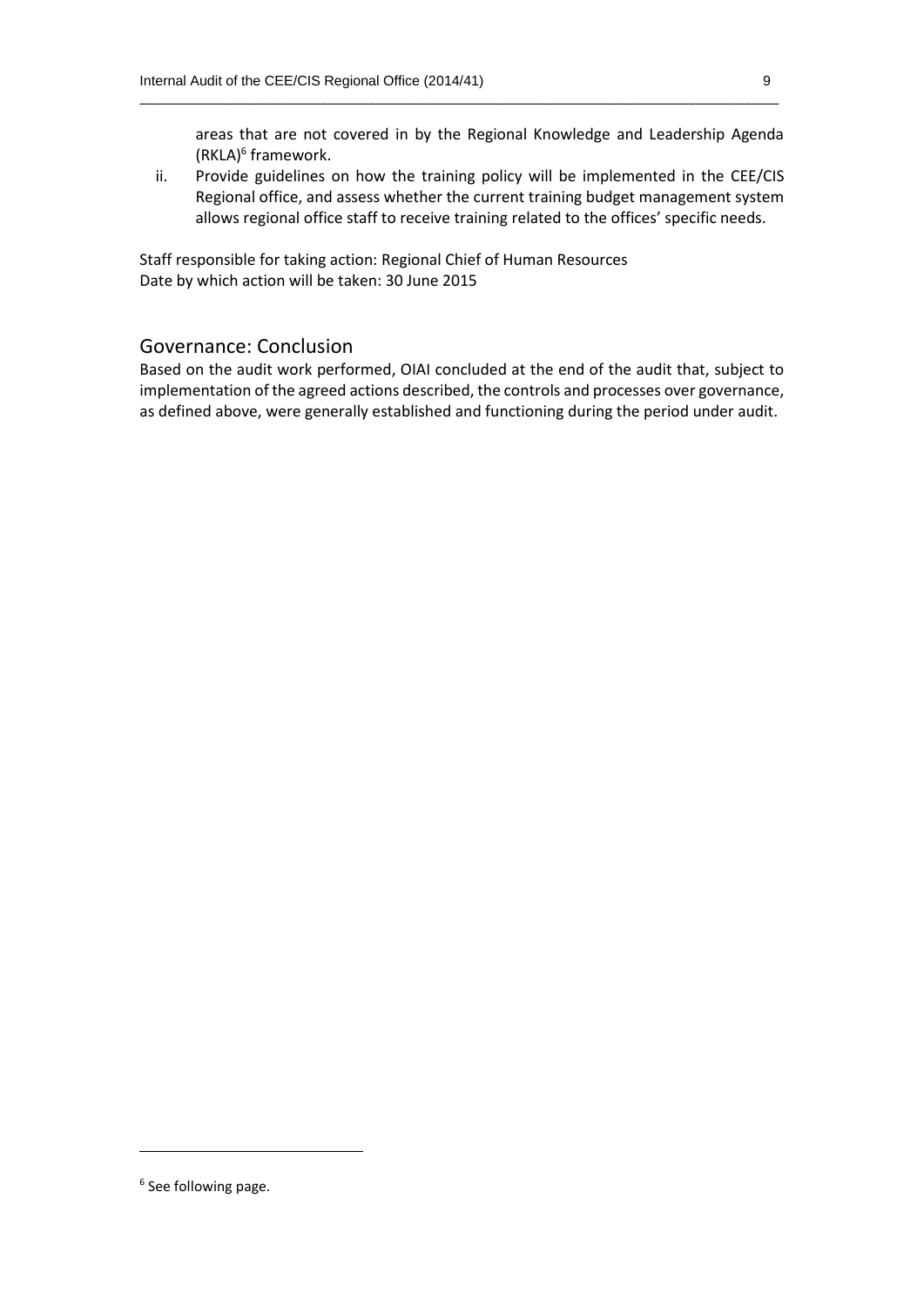areas that are not covered in by the Regional Knowledge and Leadership Agenda (RKLA)[6] framework.

ii. Provide guidelines on how the training policy will be implemented in the CEE/CIS Regional office, and assess whether the current training budget management system allows regional office staff to receive training related to the offices' specific needs.

Staff responsible for taking action: Regional Chief of Human Resources
Date by which action will be taken: 30 June 2015

## Governance: Conclusion

Based on the audit work performed, OIAI concluded at the end of the audit that, subject to implementation of the agreed actions described, the controls and processes over governance, as defined above, were generally established and functioning during the period under audit.

[6] See following page.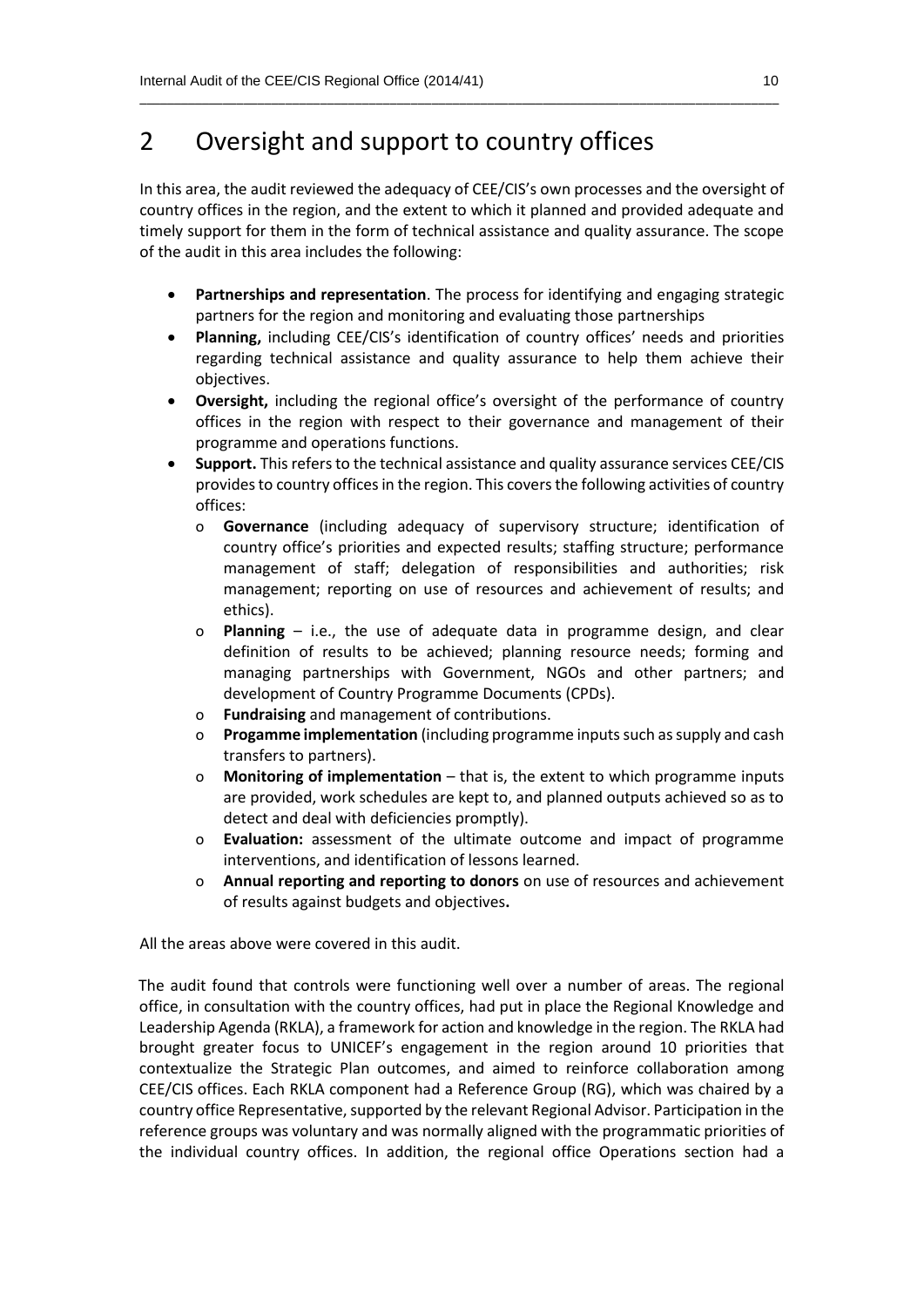# 2 Oversight and support to country offices

In this area, the audit reviewed the adequacy of CEE/CIS's own processes and the oversight of country offices in the region, and the extent to which it planned and provided adequate and timely support for them in the form of technical assistance and quality assurance. The scope of the audit in this area includes the following:

- **Partnerships and representation**. The process for identifying and engaging strategic partners for the region and monitoring and evaluating those partnerships
- **Planning,** including CEE/CIS's identification of country offices' needs and priorities regarding technical assistance and quality assurance to help them achieve their objectives.
- **Oversight,** including the regional office's oversight of the performance of country offices in the region with respect to their governance and management of their programme and operations functions.
- **Support.** This refers to the technical assistance and quality assurance services CEE/CIS provides to country offices in the region. This covers the following activities of country offices:
  - **Governance** (including adequacy of supervisory structure; identification of country office's priorities and expected results; staffing structure; performance management of staff; delegation of responsibilities and authorities; risk management; reporting on use of resources and achievement of results; and ethics).
  - **Planning** – i.e., the use of adequate data in programme design, and clear definition of results to be achieved; planning resource needs; forming and managing partnerships with Government, NGOs and other partners; and development of Country Programme Documents (CPDs).
  - **Fundraising** and management of contributions.
  - **Progamme implementation** (including programme inputs such as supply and cash transfers to partners).
  - **Monitoring of implementation** – that is, the extent to which programme inputs are provided, work schedules are kept to, and planned outputs achieved so as to detect and deal with deficiencies promptly).
  - **Evaluation:** assessment of the ultimate outcome and impact of programme interventions, and identification of lessons learned.
  - **Annual reporting and reporting to donors** on use of resources and achievement of results against budgets and objectives**.**

All the areas above were covered in this audit.

The audit found that controls were functioning well over a number of areas. The regional office, in consultation with the country offices, had put in place the Regional Knowledge and Leadership Agenda (RKLA), a framework for action and knowledge in the region. The RKLA had brought greater focus to UNICEF's engagement in the region around 10 priorities that contextualize the Strategic Plan outcomes, and aimed to reinforce collaboration among CEE/CIS offices. Each RKLA component had a Reference Group (RG), which was chaired by a country office Representative, supported by the relevant Regional Advisor. Participation in the reference groups was voluntary and was normally aligned with the programmatic priorities of the individual country offices. In addition, the regional office Operations section had a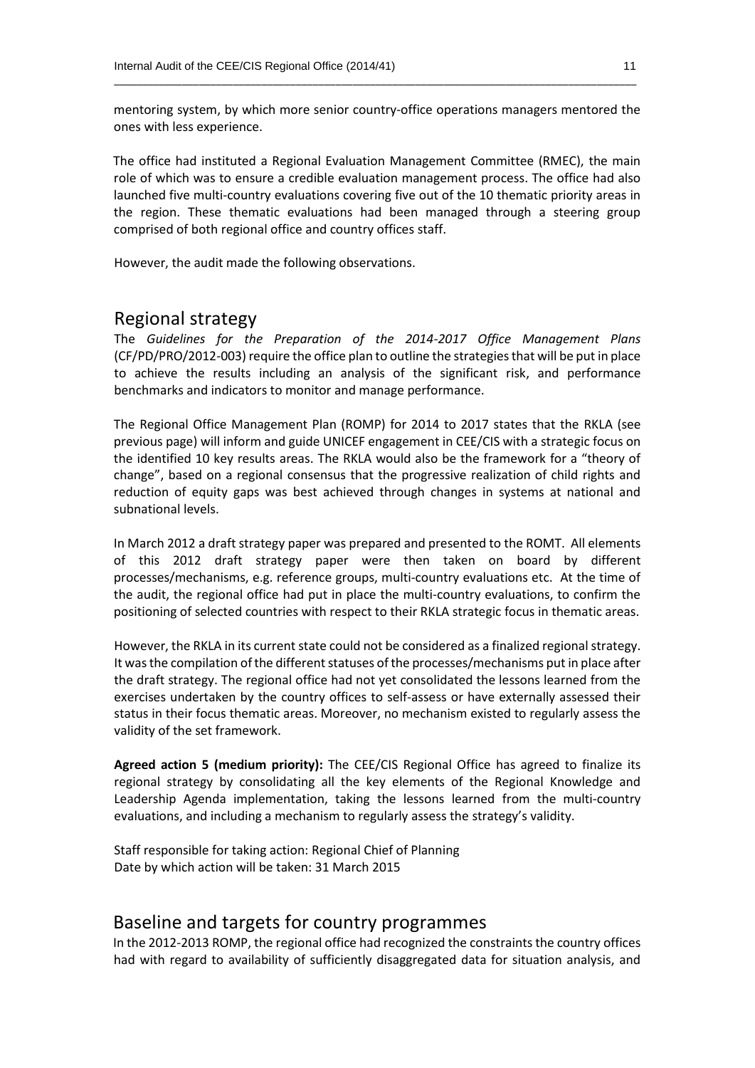mentoring system, by which more senior country-office operations managers mentored the ones with less experience.

The office had instituted a Regional Evaluation Management Committee (RMEC), the main role of which was to ensure a credible evaluation management process. The office had also launched five multi-country evaluations covering five out of the 10 thematic priority areas in the region. These thematic evaluations had been managed through a steering group comprised of both regional office and country offices staff.

However, the audit made the following observations.

## Regional strategy

The *Guidelines for the Preparation of the 2014-2017 Office Management Plans* (CF/PD/PRO/2012-003) require the office plan to outline the strategies that will be put in place to achieve the results including an analysis of the significant risk, and performance benchmarks and indicators to monitor and manage performance.

The Regional Office Management Plan (ROMP) for 2014 to 2017 states that the RKLA (see previous page) will inform and guide UNICEF engagement in CEE/CIS with a strategic focus on the identified 10 key results areas. The RKLA would also be the framework for a "theory of change", based on a regional consensus that the progressive realization of child rights and reduction of equity gaps was best achieved through changes in systems at national and subnational levels.

In March 2012 a draft strategy paper was prepared and presented to the ROMT. All elements of this 2012 draft strategy paper were then taken on board by different processes/mechanisms, e.g. reference groups, multi-country evaluations etc. At the time of the audit, the regional office had put in place the multi-country evaluations, to confirm the positioning of selected countries with respect to their RKLA strategic focus in thematic areas.

However, the RKLA in its current state could not be considered as a finalized regional strategy. It was the compilation of the different statuses of the processes/mechanisms put in place after the draft strategy. The regional office had not yet consolidated the lessons learned from the exercises undertaken by the country offices to self-assess or have externally assessed their status in their focus thematic areas. Moreover, no mechanism existed to regularly assess the validity of the set framework.

**Agreed action 5 (medium priority):** The CEE/CIS Regional Office has agreed to finalize its regional strategy by consolidating all the key elements of the Regional Knowledge and Leadership Agenda implementation, taking the lessons learned from the multi-country evaluations, and including a mechanism to regularly assess the strategy's validity.

Staff responsible for taking action: Regional Chief of Planning
Date by which action will be taken: 31 March 2015

## Baseline and targets for country programmes

In the 2012-2013 ROMP, the regional office had recognized the constraints the country offices had with regard to availability of sufficiently disaggregated data for situation analysis, and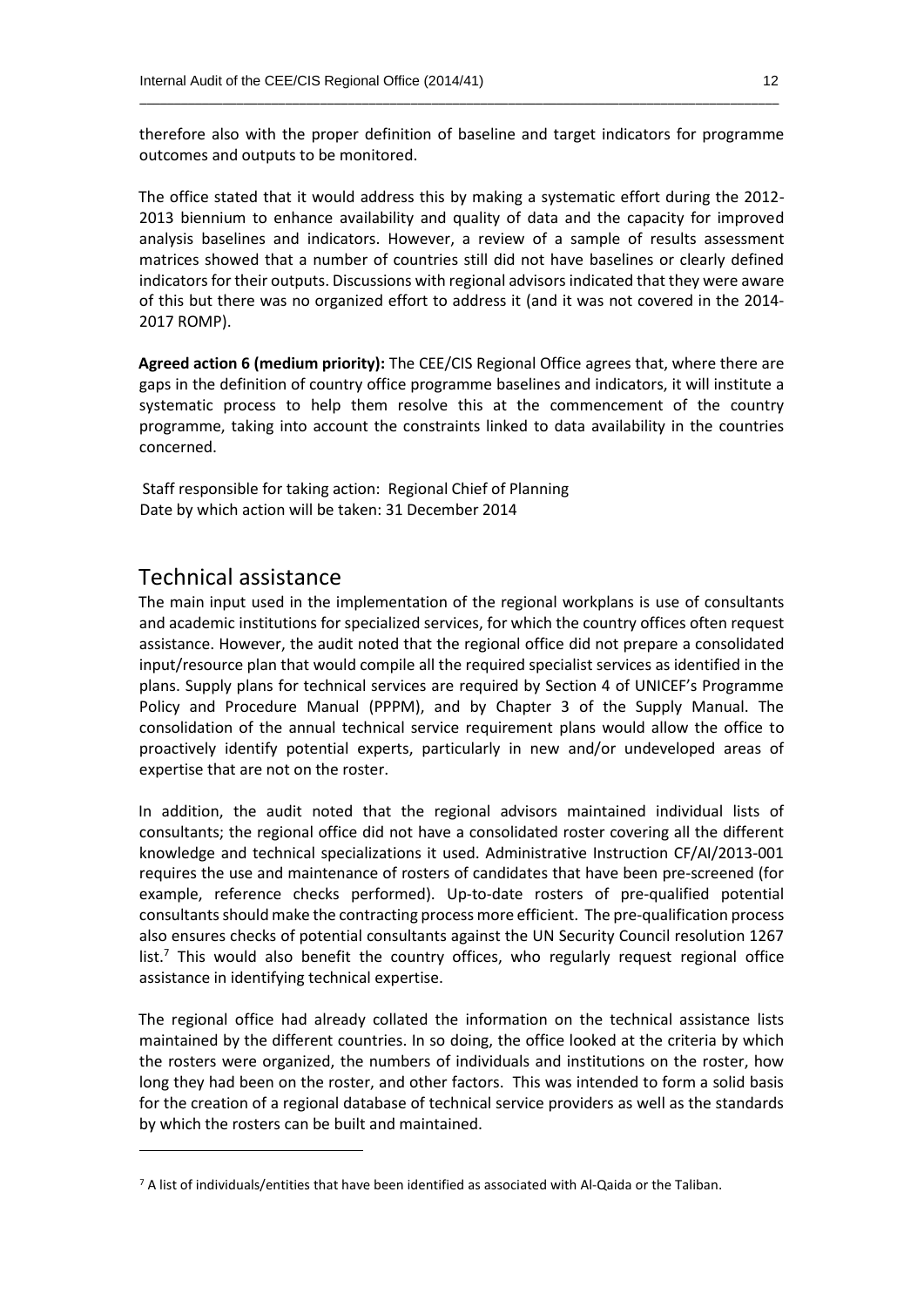therefore also with the proper definition of baseline and target indicators for programme outcomes and outputs to be monitored.

The office stated that it would address this by making a systematic effort during the 2012-2013 biennium to enhance availability and quality of data and the capacity for improved analysis baselines and indicators. However, a review of a sample of results assessment matrices showed that a number of countries still did not have baselines or clearly defined indicators for their outputs. Discussions with regional advisors indicated that they were aware of this but there was no organized effort to address it (and it was not covered in the 2014-2017 ROMP).

**Agreed action 6 (medium priority):** The CEE/CIS Regional Office agrees that, where there are gaps in the definition of country office programme baselines and indicators, it will institute a systematic process to help them resolve this at the commencement of the country programme, taking into account the constraints linked to data availability in the countries concerned.

Staff responsible for taking action: Regional Chief of Planning
Date by which action will be taken: 31 December 2014

## Technical assistance

The main input used in the implementation of the regional workplans is use of consultants and academic institutions for specialized services, for which the country offices often request assistance. However, the audit noted that the regional office did not prepare a consolidated input/resource plan that would compile all the required specialist services as identified in the plans. Supply plans for technical services are required by Section 4 of UNICEF's Programme Policy and Procedure Manual (PPPM), and by Chapter 3 of the Supply Manual. The consolidation of the annual technical service requirement plans would allow the office to proactively identify potential experts, particularly in new and/or undeveloped areas of expertise that are not on the roster.

In addition, the audit noted that the regional advisors maintained individual lists of consultants; the regional office did not have a consolidated roster covering all the different knowledge and technical specializations it used. Administrative Instruction CF/AI/2013-001 requires the use and maintenance of rosters of candidates that have been pre-screened (for example, reference checks performed). Up-to-date rosters of pre-qualified potential consultants should make the contracting process more efficient. The pre-qualification process also ensures checks of potential consultants against the UN Security Council resolution 1267 list.[7] This would also benefit the country offices, who regularly request regional office assistance in identifying technical expertise.

The regional office had already collated the information on the technical assistance lists maintained by the different countries. In so doing, the office looked at the criteria by which the rosters were organized, the numbers of individuals and institutions on the roster, how long they had been on the roster, and other factors. This was intended to form a solid basis for the creation of a regional database of technical service providers as well as the standards by which the rosters can be built and maintained.

[7] A list of individuals/entities that have been identified as associated with Al-Qaida or the Taliban.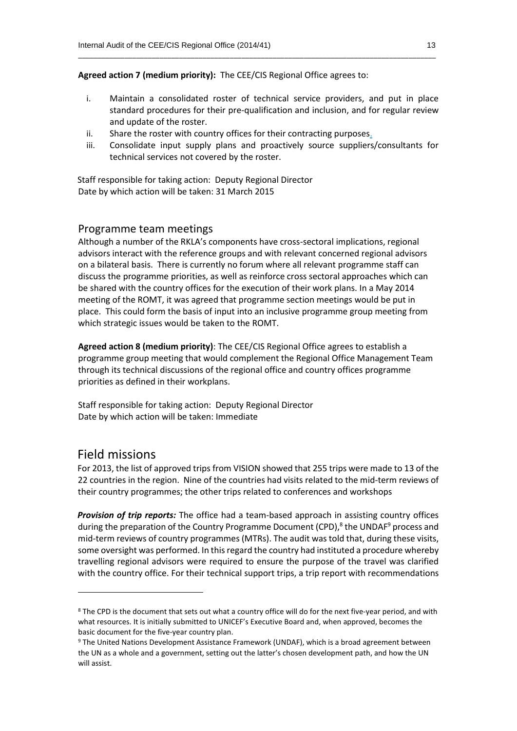**Agreed action 7 (medium priority):** The CEE/CIS Regional Office agrees to:

i. Maintain a consolidated roster of technical service providers, and put in place standard procedures for their pre-qualification and inclusion, and for regular review and update of the roster.
ii. Share the roster with country offices for their contracting purposes.
iii. Consolidate input supply plans and proactively source suppliers/consultants for technical services not covered by the roster.

Staff responsible for taking action: Deputy Regional Director
Date by which action will be taken: 31 March 2015

### Programme team meetings

Although a number of the RKLA's components have cross-sectoral implications, regional advisors interact with the reference groups and with relevant concerned regional advisors on a bilateral basis. There is currently no forum where all relevant programme staff can discuss the programme priorities, as well as reinforce cross sectoral approaches which can be shared with the country offices for the execution of their work plans. In a May 2014 meeting of the ROMT, it was agreed that programme section meetings would be put in place. This could form the basis of input into an inclusive programme group meeting from which strategic issues would be taken to the ROMT.

**Agreed action 8 (medium priority)**: The CEE/CIS Regional Office agrees to establish a programme group meeting that would complement the Regional Office Management Team through its technical discussions of the regional office and country offices programme priorities as defined in their workplans.

Staff responsible for taking action: Deputy Regional Director
Date by which action will be taken: Immediate

## Field missions

For 2013, the list of approved trips from VISION showed that 255 trips were made to 13 of the 22 countries in the region. Nine of the countries had visits related to the mid-term reviews of their country programmes; the other trips related to conferences and workshops

***Provision of trip reports:*** The office had a team-based approach in assisting country offices during the preparation of the Country Programme Document (CPD),[8] the UNDAF[9] process and mid-term reviews of country programmes (MTRs). The audit was told that, during these visits, some oversight was performed. In this regard the country had instituted a procedure whereby travelling regional advisors were required to ensure the purpose of the travel was clarified with the country office. For their technical support trips, a trip report with recommendations

---

[8] The CPD is the document that sets out what a country office will do for the next five-year period, and with what resources. It is initially submitted to UNICEF's Executive Board and, when approved, becomes the basic document for the five-year country plan.

[9] The United Nations Development Assistance Framework (UNDAF), which is a broad agreement between the UN as a whole and a government, setting out the latter's chosen development path, and how the UN will assist.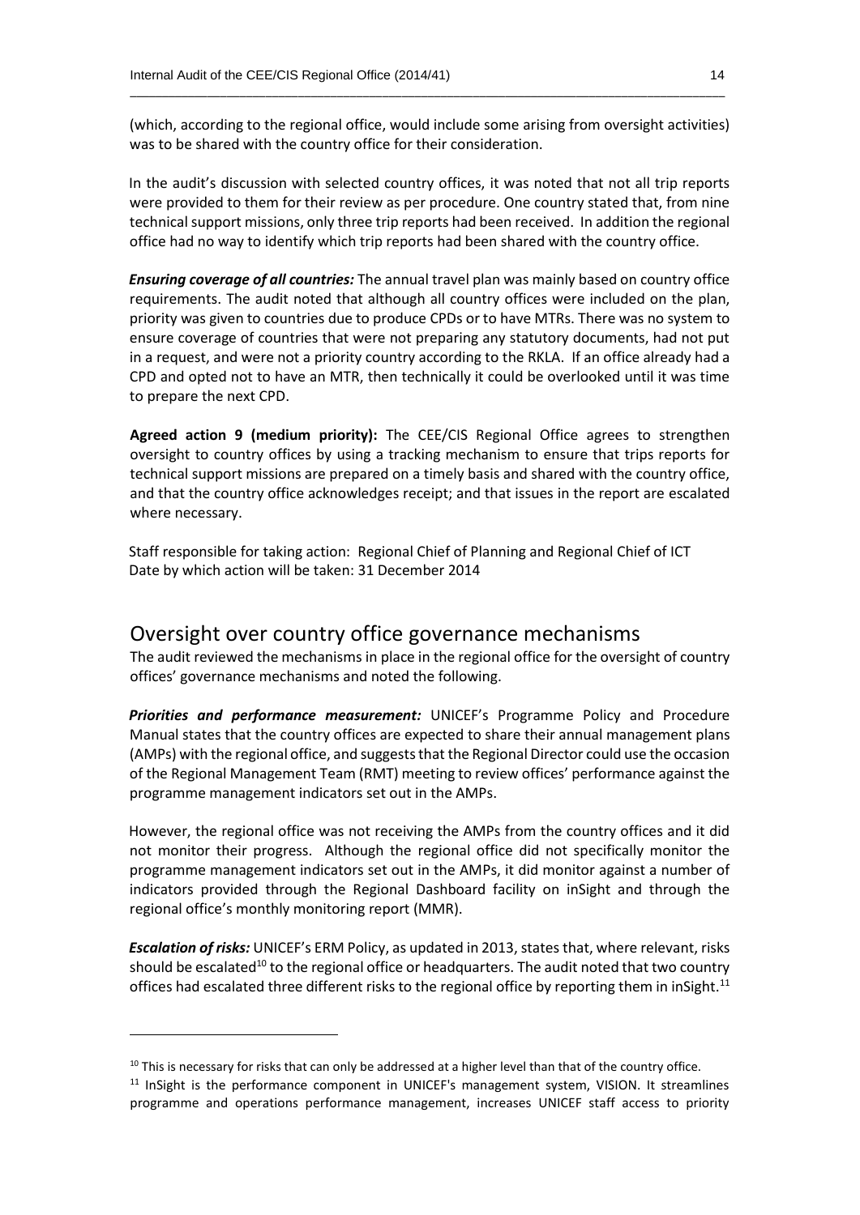(which, according to the regional office, would include some arising from oversight activities) was to be shared with the country office for their consideration.

In the audit's discussion with selected country offices, it was noted that not all trip reports were provided to them for their review as per procedure. One country stated that, from nine technical support missions, only three trip reports had been received. In addition the regional office had no way to identify which trip reports had been shared with the country office.

***Ensuring coverage of all countries:*** The annual travel plan was mainly based on country office requirements. The audit noted that although all country offices were included on the plan, priority was given to countries due to produce CPDs or to have MTRs. There was no system to ensure coverage of countries that were not preparing any statutory documents, had not put in a request, and were not a priority country according to the RKLA. If an office already had a CPD and opted not to have an MTR, then technically it could be overlooked until it was time to prepare the next CPD.

**Agreed action 9 (medium priority):** The CEE/CIS Regional Office agrees to strengthen oversight to country offices by using a tracking mechanism to ensure that trips reports for technical support missions are prepared on a timely basis and shared with the country office, and that the country office acknowledges receipt; and that issues in the report are escalated where necessary.

Staff responsible for taking action: Regional Chief of Planning and Regional Chief of ICT
Date by which action will be taken: 31 December 2014

## Oversight over country office governance mechanisms

The audit reviewed the mechanisms in place in the regional office for the oversight of country offices' governance mechanisms and noted the following.

***Priorities and performance measurement:*** UNICEF's Programme Policy and Procedure Manual states that the country offices are expected to share their annual management plans (AMPs) with the regional office, and suggests that the Regional Director could use the occasion of the Regional Management Team (RMT) meeting to review offices' performance against the programme management indicators set out in the AMPs.

However, the regional office was not receiving the AMPs from the country offices and it did not monitor their progress. Although the regional office did not specifically monitor the programme management indicators set out in the AMPs, it did monitor against a number of indicators provided through the Regional Dashboard facility on inSight and through the regional office's monthly monitoring report (MMR).

***Escalation of risks:*** UNICEF's ERM Policy, as updated in 2013, states that, where relevant, risks should be escalated[10] to the regional office or headquarters. The audit noted that two country offices had escalated three different risks to the regional office by reporting them in inSight.[11]

[10] This is necessary for risks that can only be addressed at a higher level than that of the country office.

[11] InSight is the performance component in UNICEF's management system, VISION. It streamlines programme and operations performance management, increases UNICEF staff access to priority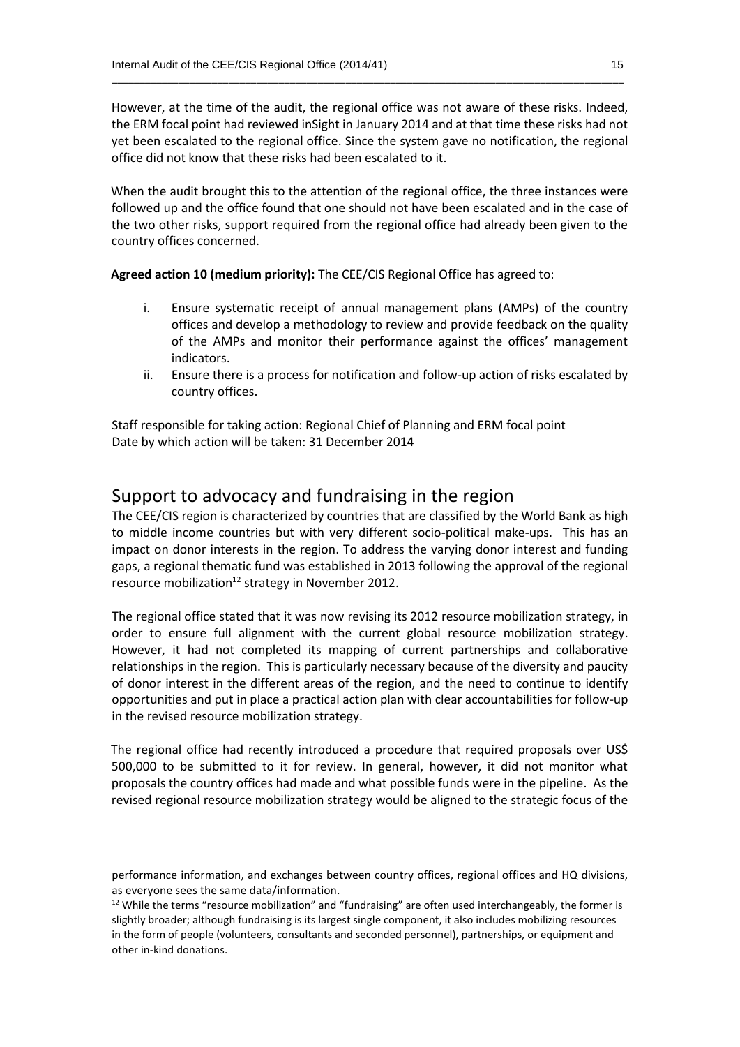However, at the time of the audit, the regional office was not aware of these risks. Indeed, the ERM focal point had reviewed inSight in January 2014 and at that time these risks had not yet been escalated to the regional office. Since the system gave no notification, the regional office did not know that these risks had been escalated to it.

When the audit brought this to the attention of the regional office, the three instances were followed up and the office found that one should not have been escalated and in the case of the two other risks, support required from the regional office had already been given to the country offices concerned.

**Agreed action 10 (medium priority):** The CEE/CIS Regional Office has agreed to:

i. Ensure systematic receipt of annual management plans (AMPs) of the country offices and develop a methodology to review and provide feedback on the quality of the AMPs and monitor their performance against the offices' management indicators.
ii. Ensure there is a process for notification and follow-up action of risks escalated by country offices.

Staff responsible for taking action: Regional Chief of Planning and ERM focal point
Date by which action will be taken: 31 December 2014

## Support to advocacy and fundraising in the region

The CEE/CIS region is characterized by countries that are classified by the World Bank as high to middle income countries but with very different socio-political make-ups. This has an impact on donor interests in the region. To address the varying donor interest and funding gaps, a regional thematic fund was established in 2013 following the approval of the regional resource mobilization[12] strategy in November 2012.

The regional office stated that it was now revising its 2012 resource mobilization strategy, in order to ensure full alignment with the current global resource mobilization strategy. However, it had not completed its mapping of current partnerships and collaborative relationships in the region. This is particularly necessary because of the diversity and paucity of donor interest in the different areas of the region, and the need to continue to identify opportunities and put in place a practical action plan with clear accountabilities for follow-up in the revised resource mobilization strategy.

The regional office had recently introduced a procedure that required proposals over US$ 500,000 to be submitted to it for review. In general, however, it did not monitor what proposals the country offices had made and what possible funds were in the pipeline. As the revised regional resource mobilization strategy would be aligned to the strategic focus of the

---

performance information, and exchanges between country offices, regional offices and HQ divisions, as everyone sees the same data/information.

[12] While the terms "resource mobilization" and "fundraising" are often used interchangeably, the former is slightly broader; although fundraising is its largest single component, it also includes mobilizing resources in the form of people (volunteers, consultants and seconded personnel), partnerships, or equipment and other in-kind donations.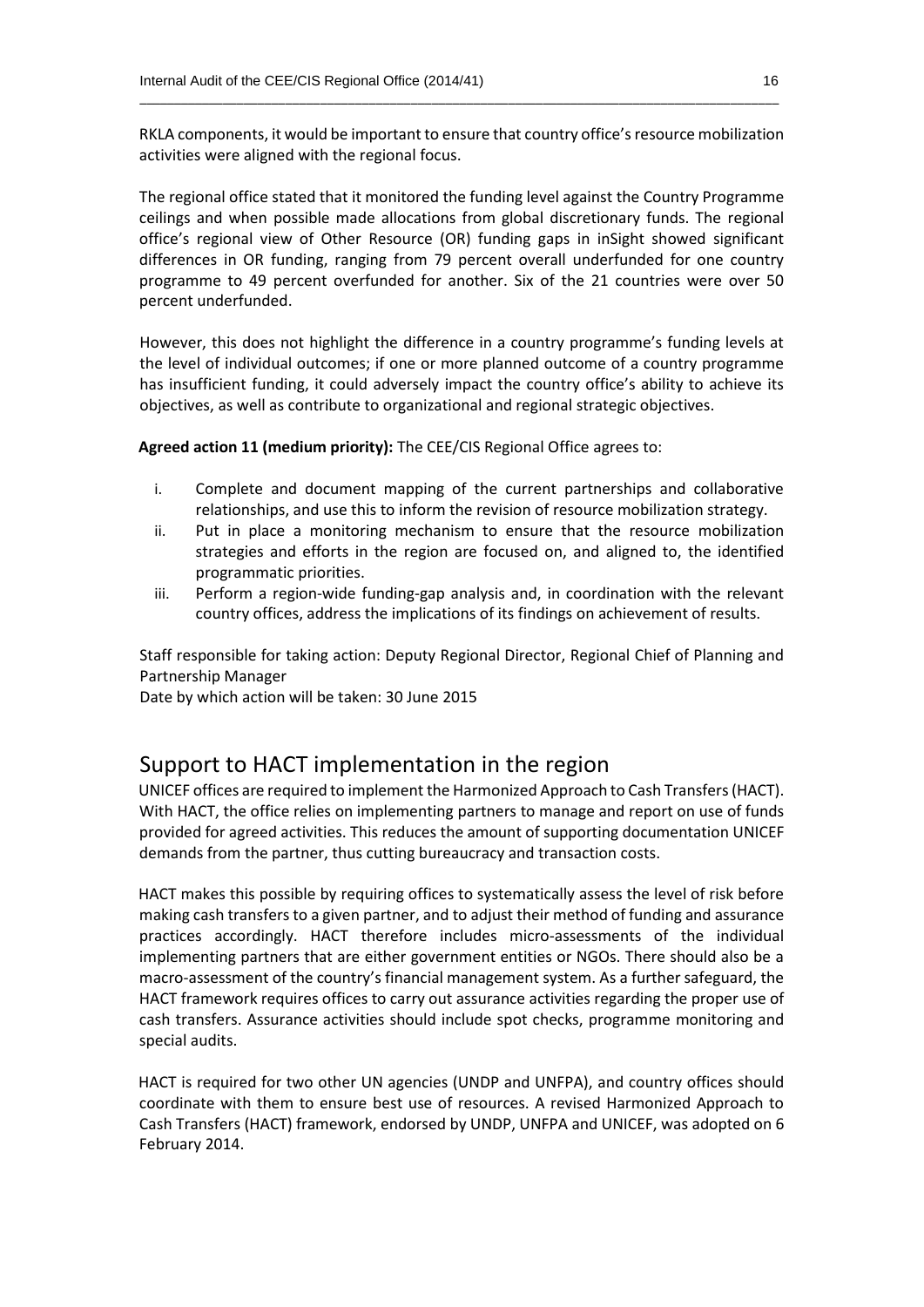RKLA components, it would be important to ensure that country office's resource mobilization activities were aligned with the regional focus.

The regional office stated that it monitored the funding level against the Country Programme ceilings and when possible made allocations from global discretionary funds. The regional office's regional view of Other Resource (OR) funding gaps in inSight showed significant differences in OR funding, ranging from 79 percent overall underfunded for one country programme to 49 percent overfunded for another. Six of the 21 countries were over 50 percent underfunded.

However, this does not highlight the difference in a country programme's funding levels at the level of individual outcomes; if one or more planned outcome of a country programme has insufficient funding, it could adversely impact the country office's ability to achieve its objectives, as well as contribute to organizational and regional strategic objectives.

**Agreed action 11 (medium priority):** The CEE/CIS Regional Office agrees to:

i. Complete and document mapping of the current partnerships and collaborative relationships, and use this to inform the revision of resource mobilization strategy.
ii. Put in place a monitoring mechanism to ensure that the resource mobilization strategies and efforts in the region are focused on, and aligned to, the identified programmatic priorities.
iii. Perform a region-wide funding-gap analysis and, in coordination with the relevant country offices, address the implications of its findings on achievement of results.

Staff responsible for taking action: Deputy Regional Director, Regional Chief of Planning and Partnership Manager
Date by which action will be taken: 30 June 2015

## Support to HACT implementation in the region

UNICEF offices are required to implement the Harmonized Approach to Cash Transfers (HACT). With HACT, the office relies on implementing partners to manage and report on use of funds provided for agreed activities. This reduces the amount of supporting documentation UNICEF demands from the partner, thus cutting bureaucracy and transaction costs.

HACT makes this possible by requiring offices to systematically assess the level of risk before making cash transfers to a given partner, and to adjust their method of funding and assurance practices accordingly. HACT therefore includes micro-assessments of the individual implementing partners that are either government entities or NGOs. There should also be a macro-assessment of the country's financial management system. As a further safeguard, the HACT framework requires offices to carry out assurance activities regarding the proper use of cash transfers. Assurance activities should include spot checks, programme monitoring and special audits.

HACT is required for two other UN agencies (UNDP and UNFPA), and country offices should coordinate with them to ensure best use of resources. A revised Harmonized Approach to Cash Transfers (HACT) framework, endorsed by UNDP, UNFPA and UNICEF, was adopted on 6 February 2014.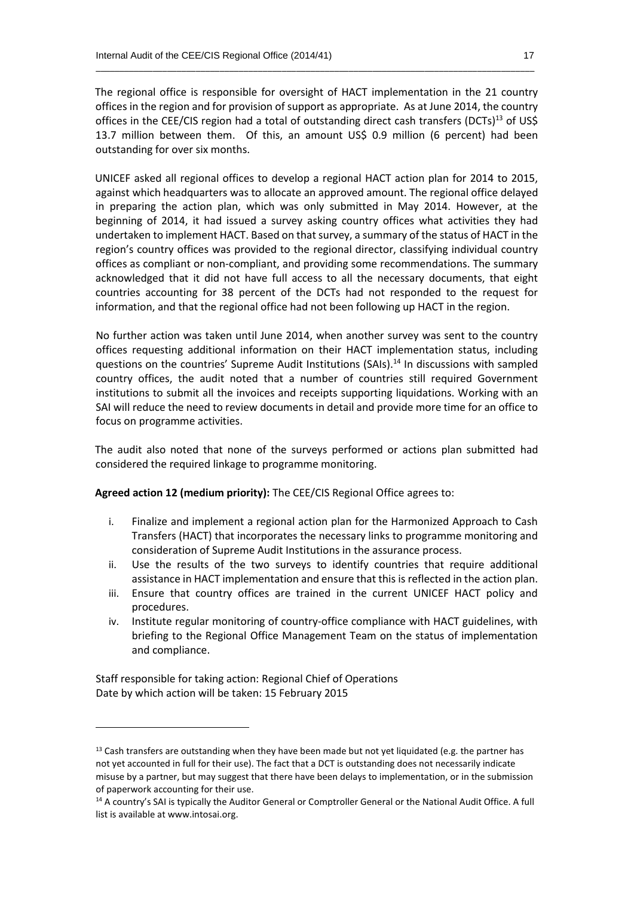The regional office is responsible for oversight of HACT implementation in the 21 country offices in the region and for provision of support as appropriate. As at June 2014, the country offices in the CEE/CIS region had a total of outstanding direct cash transfers (DCTs)[13] of US$ 13.7 million between them. Of this, an amount US$ 0.9 million (6 percent) had been outstanding for over six months.

UNICEF asked all regional offices to develop a regional HACT action plan for 2014 to 2015, against which headquarters was to allocate an approved amount. The regional office delayed in preparing the action plan, which was only submitted in May 2014. However, at the beginning of 2014, it had issued a survey asking country offices what activities they had undertaken to implement HACT. Based on that survey, a summary of the status of HACT in the region's country offices was provided to the regional director, classifying individual country offices as compliant or non-compliant, and providing some recommendations. The summary acknowledged that it did not have full access to all the necessary documents, that eight countries accounting for 38 percent of the DCTs had not responded to the request for information, and that the regional office had not been following up HACT in the region.

No further action was taken until June 2014, when another survey was sent to the country offices requesting additional information on their HACT implementation status, including questions on the countries' Supreme Audit Institutions (SAIs).[14] In discussions with sampled country offices, the audit noted that a number of countries still required Government institutions to submit all the invoices and receipts supporting liquidations. Working with an SAI will reduce the need to review documents in detail and provide more time for an office to focus on programme activities.

The audit also noted that none of the surveys performed or actions plan submitted had considered the required linkage to programme monitoring.

**Agreed action 12 (medium priority):** The CEE/CIS Regional Office agrees to:

i. Finalize and implement a regional action plan for the Harmonized Approach to Cash Transfers (HACT) that incorporates the necessary links to programme monitoring and consideration of Supreme Audit Institutions in the assurance process.
ii. Use the results of the two surveys to identify countries that require additional assistance in HACT implementation and ensure that this is reflected in the action plan.
iii. Ensure that country offices are trained in the current UNICEF HACT policy and procedures.
iv. Institute regular monitoring of country-office compliance with HACT guidelines, with briefing to the Regional Office Management Team on the status of implementation and compliance.

Staff responsible for taking action: Regional Chief of Operations
Date by which action will be taken: 15 February 2015

---

[13] Cash transfers are outstanding when they have been made but not yet liquidated (e.g. the partner has not yet accounted in full for their use). The fact that a DCT is outstanding does not necessarily indicate misuse by a partner, but may suggest that there have been delays to implementation, or in the submission of paperwork accounting for their use.

[14] A country's SAI is typically the Auditor General or Comptroller General or the National Audit Office. A full list is available at www.intosai.org.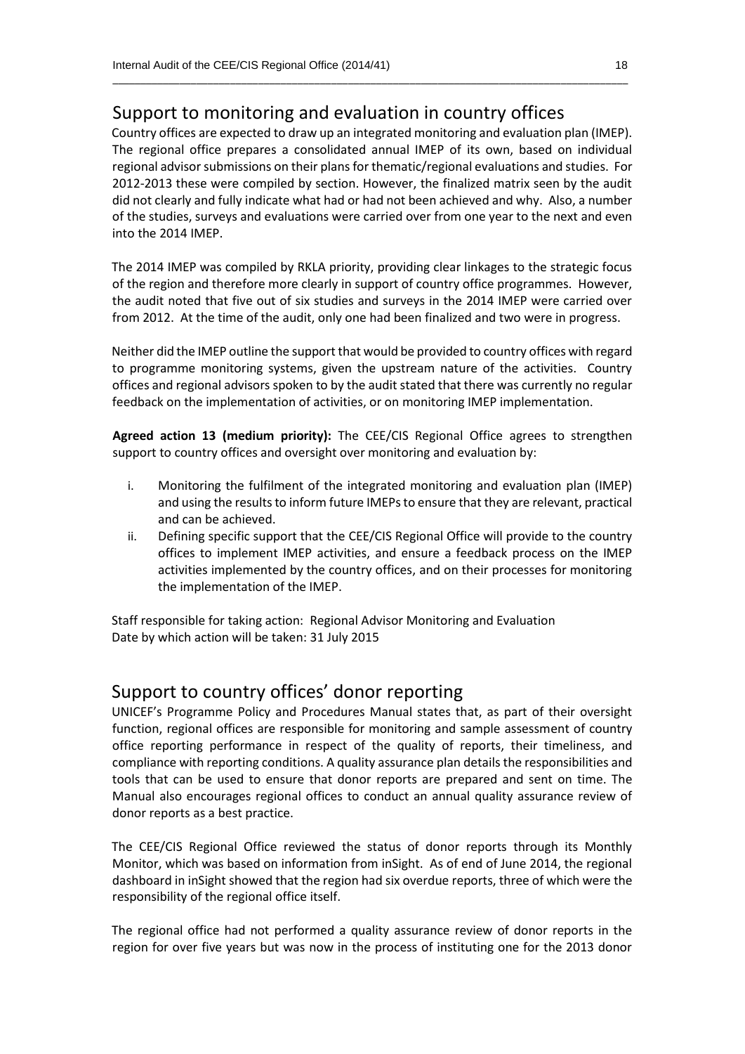## Support to monitoring and evaluation in country offices

Country offices are expected to draw up an integrated monitoring and evaluation plan (IMEP). The regional office prepares a consolidated annual IMEP of its own, based on individual regional advisor submissions on their plans for thematic/regional evaluations and studies. For 2012-2013 these were compiled by section. However, the finalized matrix seen by the audit did not clearly and fully indicate what had or had not been achieved and why. Also, a number of the studies, surveys and evaluations were carried over from one year to the next and even into the 2014 IMEP.

The 2014 IMEP was compiled by RKLA priority, providing clear linkages to the strategic focus of the region and therefore more clearly in support of country office programmes. However, the audit noted that five out of six studies and surveys in the 2014 IMEP were carried over from 2012. At the time of the audit, only one had been finalized and two were in progress.

Neither did the IMEP outline the support that would be provided to country offices with regard to programme monitoring systems, given the upstream nature of the activities. Country offices and regional advisors spoken to by the audit stated that there was currently no regular feedback on the implementation of activities, or on monitoring IMEP implementation.

**Agreed action 13 (medium priority):** The CEE/CIS Regional Office agrees to strengthen support to country offices and oversight over monitoring and evaluation by:

i. Monitoring the fulfilment of the integrated monitoring and evaluation plan (IMEP) and using the results to inform future IMEPs to ensure that they are relevant, practical and can be achieved.
ii. Defining specific support that the CEE/CIS Regional Office will provide to the country offices to implement IMEP activities, and ensure a feedback process on the IMEP activities implemented by the country offices, and on their processes for monitoring the implementation of the IMEP.

Staff responsible for taking action: Regional Advisor Monitoring and Evaluation
Date by which action will be taken: 31 July 2015

## Support to country offices' donor reporting

UNICEF's Programme Policy and Procedures Manual states that, as part of their oversight function, regional offices are responsible for monitoring and sample assessment of country office reporting performance in respect of the quality of reports, their timeliness, and compliance with reporting conditions. A quality assurance plan details the responsibilities and tools that can be used to ensure that donor reports are prepared and sent on time. The Manual also encourages regional offices to conduct an annual quality assurance review of donor reports as a best practice.

The CEE/CIS Regional Office reviewed the status of donor reports through its Monthly Monitor, which was based on information from inSight. As of end of June 2014, the regional dashboard in inSight showed that the region had six overdue reports, three of which were the responsibility of the regional office itself.

The regional office had not performed a quality assurance review of donor reports in the region for over five years but was now in the process of instituting one for the 2013 donor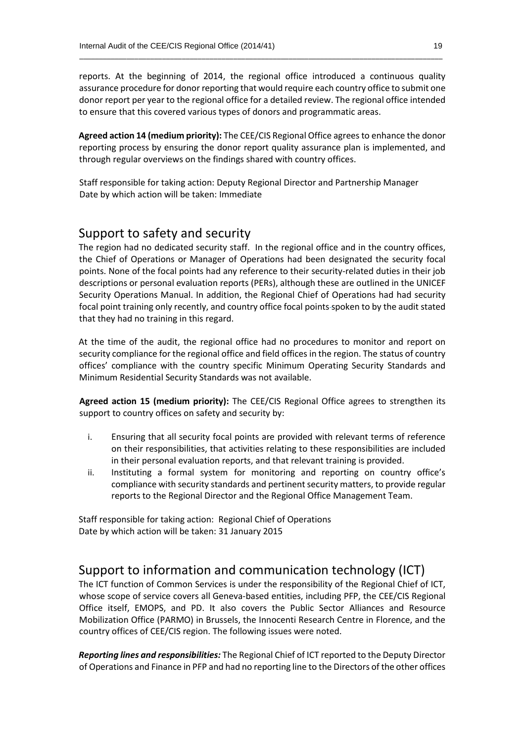reports. At the beginning of 2014, the regional office introduced a continuous quality assurance procedure for donor reporting that would require each country office to submit one donor report per year to the regional office for a detailed review. The regional office intended to ensure that this covered various types of donors and programmatic areas.

**Agreed action 14 (medium priority):** The CEE/CIS Regional Office agrees to enhance the donor reporting process by ensuring the donor report quality assurance plan is implemented, and through regular overviews on the findings shared with country offices.

Staff responsible for taking action: Deputy Regional Director and Partnership Manager
Date by which action will be taken: Immediate

## Support to safety and security

The region had no dedicated security staff. In the regional office and in the country offices, the Chief of Operations or Manager of Operations had been designated the security focal points. None of the focal points had any reference to their security-related duties in their job descriptions or personal evaluation reports (PERs), although these are outlined in the UNICEF Security Operations Manual. In addition, the Regional Chief of Operations had had security focal point training only recently, and country office focal points spoken to by the audit stated that they had no training in this regard.

At the time of the audit, the regional office had no procedures to monitor and report on security compliance for the regional office and field offices in the region. The status of country offices' compliance with the country specific Minimum Operating Security Standards and Minimum Residential Security Standards was not available.

**Agreed action 15 (medium priority):** The CEE/CIS Regional Office agrees to strengthen its support to country offices on safety and security by:

i. Ensuring that all security focal points are provided with relevant terms of reference on their responsibilities, that activities relating to these responsibilities are included in their personal evaluation reports, and that relevant training is provided.
ii. Instituting a formal system for monitoring and reporting on country office's compliance with security standards and pertinent security matters, to provide regular reports to the Regional Director and the Regional Office Management Team.

Staff responsible for taking action: Regional Chief of Operations
Date by which action will be taken: 31 January 2015

## Support to information and communication technology (ICT)

The ICT function of Common Services is under the responsibility of the Regional Chief of ICT, whose scope of service covers all Geneva-based entities, including PFP, the CEE/CIS Regional Office itself, EMOPS, and PD. It also covers the Public Sector Alliances and Resource Mobilization Office (PARMO) in Brussels, the Innocenti Research Centre in Florence, and the country offices of CEE/CIS region. The following issues were noted.

***Reporting lines and responsibilities:*** The Regional Chief of ICT reported to the Deputy Director of Operations and Finance in PFP and had no reporting line to the Directors of the other offices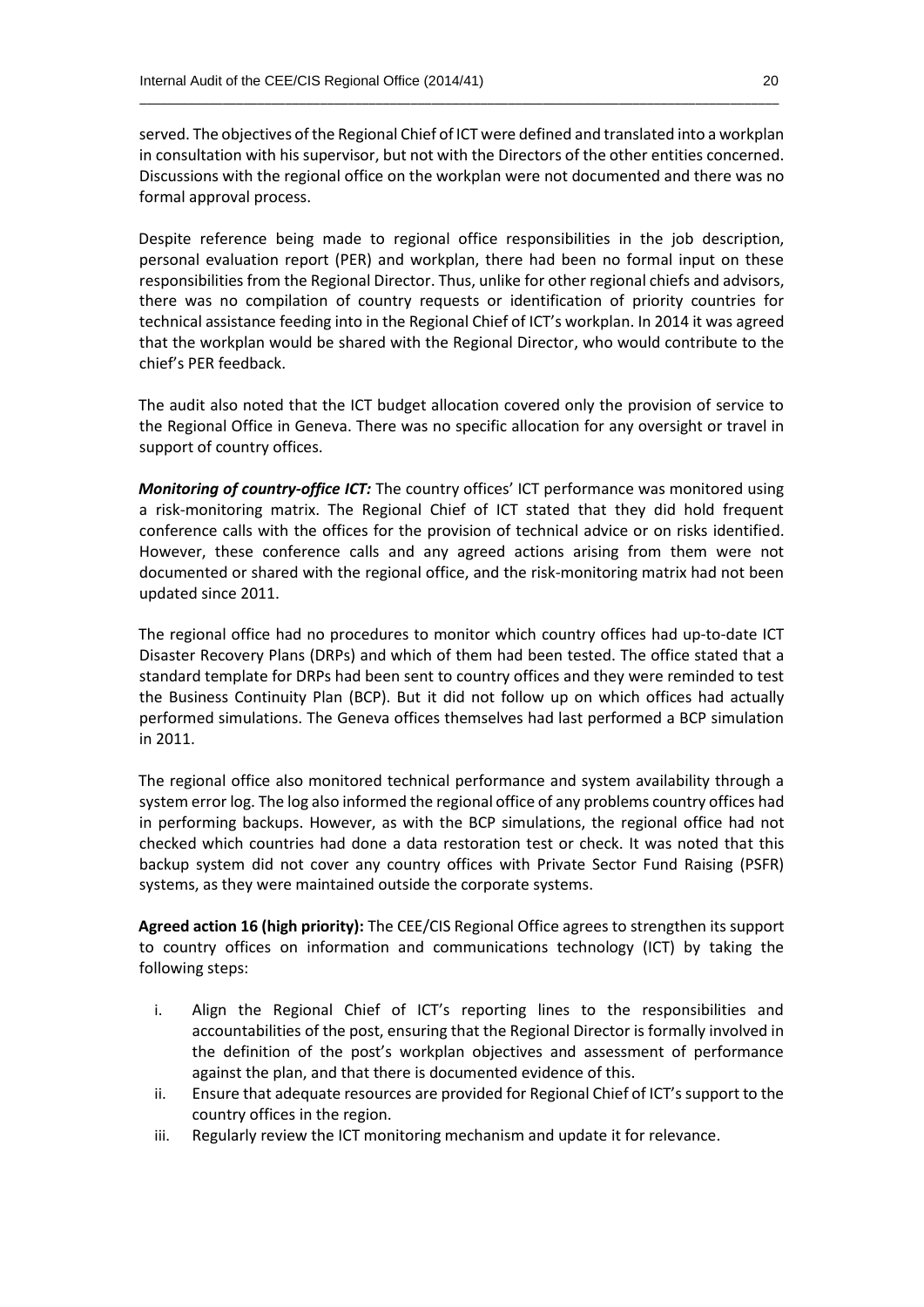served. The objectives of the Regional Chief of ICT were defined and translated into a workplan in consultation with his supervisor, but not with the Directors of the other entities concerned. Discussions with the regional office on the workplan were not documented and there was no formal approval process.

Despite reference being made to regional office responsibilities in the job description, personal evaluation report (PER) and workplan, there had been no formal input on these responsibilities from the Regional Director. Thus, unlike for other regional chiefs and advisors, there was no compilation of country requests or identification of priority countries for technical assistance feeding into in the Regional Chief of ICT's workplan. In 2014 it was agreed that the workplan would be shared with the Regional Director, who would contribute to the chief's PER feedback.

The audit also noted that the ICT budget allocation covered only the provision of service to the Regional Office in Geneva. There was no specific allocation for any oversight or travel in support of country offices.

***Monitoring of country-office ICT:*** The country offices' ICT performance was monitored using a risk-monitoring matrix. The Regional Chief of ICT stated that they did hold frequent conference calls with the offices for the provision of technical advice or on risks identified. However, these conference calls and any agreed actions arising from them were not documented or shared with the regional office, and the risk-monitoring matrix had not been updated since 2011.

The regional office had no procedures to monitor which country offices had up-to-date ICT Disaster Recovery Plans (DRPs) and which of them had been tested. The office stated that a standard template for DRPs had been sent to country offices and they were reminded to test the Business Continuity Plan (BCP). But it did not follow up on which offices had actually performed simulations. The Geneva offices themselves had last performed a BCP simulation in 2011.

The regional office also monitored technical performance and system availability through a system error log. The log also informed the regional office of any problems country offices had in performing backups. However, as with the BCP simulations, the regional office had not checked which countries had done a data restoration test or check. It was noted that this backup system did not cover any country offices with Private Sector Fund Raising (PSFR) systems, as they were maintained outside the corporate systems.

**Agreed action 16 (high priority):** The CEE/CIS Regional Office agrees to strengthen its support to country offices on information and communications technology (ICT) by taking the following steps:

i. Align the Regional Chief of ICT's reporting lines to the responsibilities and accountabilities of the post, ensuring that the Regional Director is formally involved in the definition of the post's workplan objectives and assessment of performance against the plan, and that there is documented evidence of this.
ii. Ensure that adequate resources are provided for Regional Chief of ICT's support to the country offices in the region.
iii. Regularly review the ICT monitoring mechanism and update it for relevance.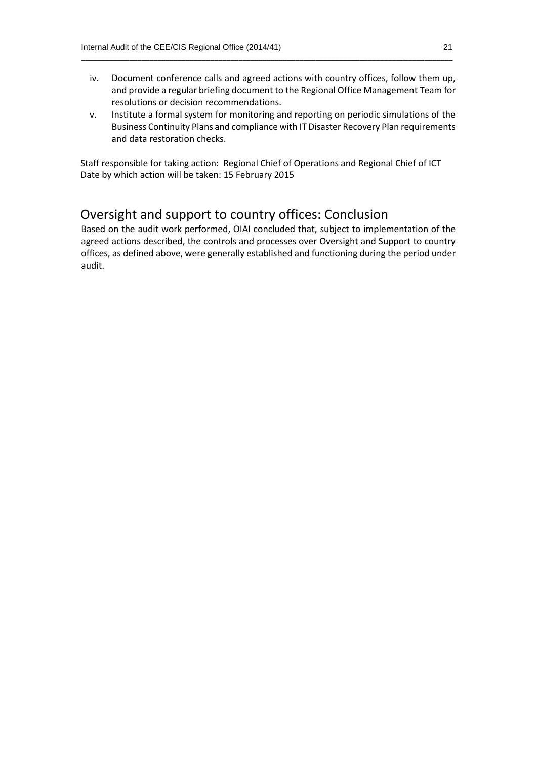iv. Document conference calls and agreed actions with country offices, follow them up, and provide a regular briefing document to the Regional Office Management Team for resolutions or decision recommendations.
v. Institute a formal system for monitoring and reporting on periodic simulations of the Business Continuity Plans and compliance with IT Disaster Recovery Plan requirements and data restoration checks.

Staff responsible for taking action: Regional Chief of Operations and Regional Chief of ICT
Date by which action will be taken: 15 February 2015

## Oversight and support to country offices: Conclusion

Based on the audit work performed, OIAI concluded that, subject to implementation of the agreed actions described, the controls and processes over Oversight and Support to country offices, as defined above, were generally established and functioning during the period under audit.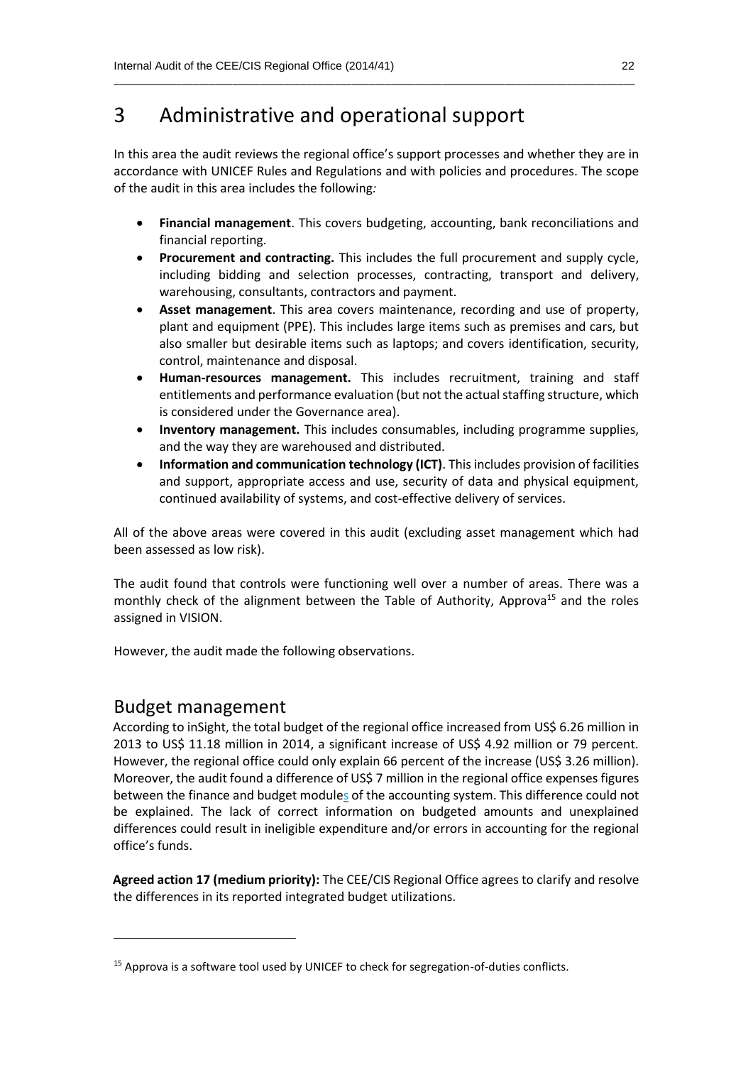# 3 Administrative and operational support

In this area the audit reviews the regional office's support processes and whether they are in accordance with UNICEF Rules and Regulations and with policies and procedures. The scope of the audit in this area includes the following*:*

- **Financial management**. This covers budgeting, accounting, bank reconciliations and financial reporting.
- **Procurement and contracting.** This includes the full procurement and supply cycle, including bidding and selection processes, contracting, transport and delivery, warehousing, consultants, contractors and payment.
- **Asset management**. This area covers maintenance, recording and use of property, plant and equipment (PPE). This includes large items such as premises and cars, but also smaller but desirable items such as laptops; and covers identification, security, control, maintenance and disposal.
- **Human-resources management.** This includes recruitment, training and staff entitlements and performance evaluation (but not the actual staffing structure, which is considered under the Governance area).
- **Inventory management.** This includes consumables, including programme supplies, and the way they are warehoused and distributed.
- **Information and communication technology (ICT)**. This includes provision of facilities and support, appropriate access and use, security of data and physical equipment, continued availability of systems, and cost-effective delivery of services.

All of the above areas were covered in this audit (excluding asset management which had been assessed as low risk).

The audit found that controls were functioning well over a number of areas. There was a monthly check of the alignment between the Table of Authority, Approva[15] and the roles assigned in VISION.

However, the audit made the following observations.

## Budget management

According to inSight, the total budget of the regional office increased from US$ 6.26 million in 2013 to US$ 11.18 million in 2014, a significant increase of US$ 4.92 million or 79 percent. However, the regional office could only explain 66 percent of the increase (US$ 3.26 million). Moreover, the audit found a difference of US$ 7 million in the regional office expenses figures between the finance and budget modules of the accounting system. This difference could not be explained. The lack of correct information on budgeted amounts and unexplained differences could result in ineligible expenditure and/or errors in accounting for the regional office's funds.

**Agreed action 17 (medium priority):** The CEE/CIS Regional Office agrees to clarify and resolve the differences in its reported integrated budget utilizations.

[15] Approva is a software tool used by UNICEF to check for segregation-of-duties conflicts.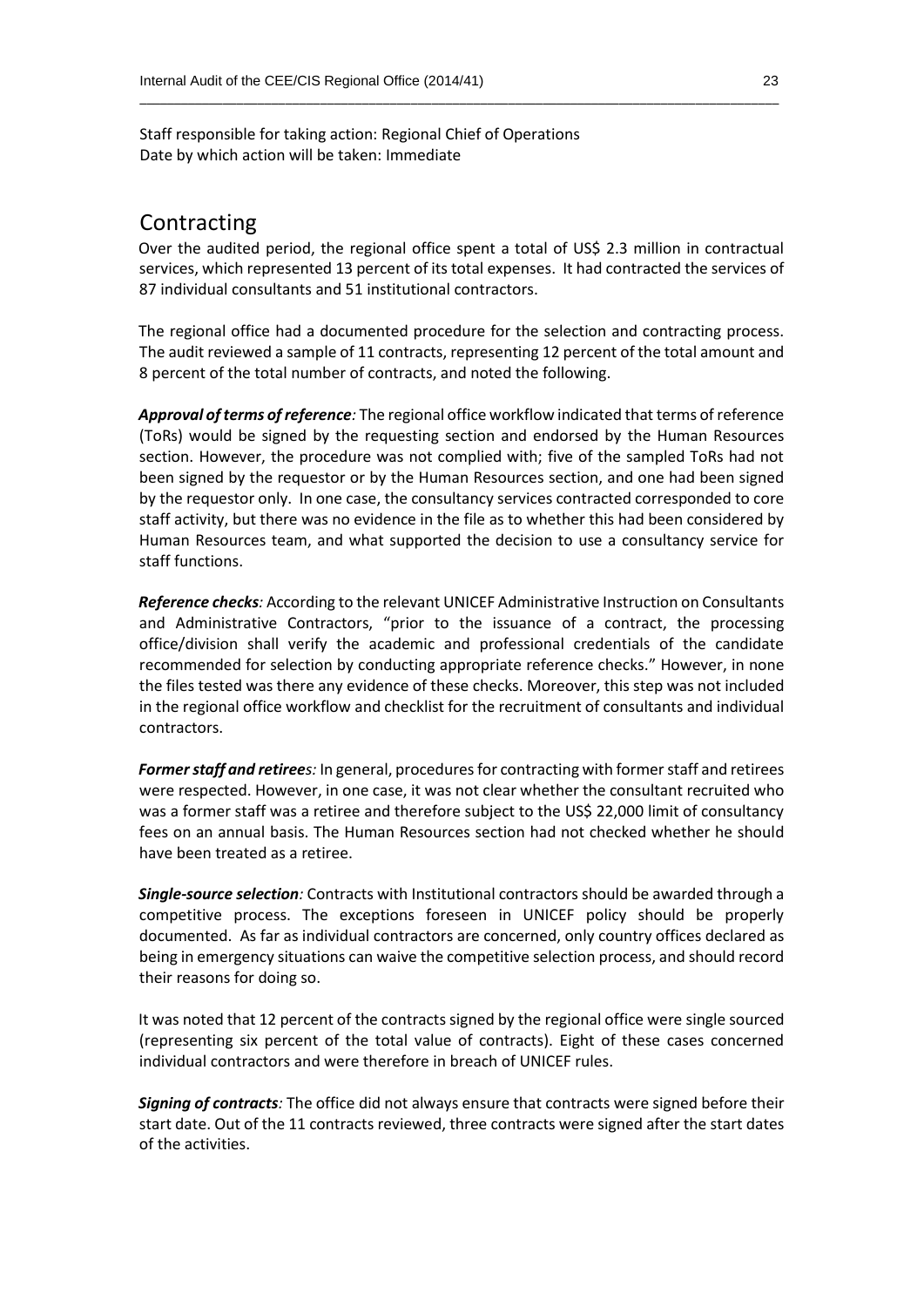Staff responsible for taking action: Regional Chief of Operations
Date by which action will be taken: Immediate

## Contracting

Over the audited period, the regional office spent a total of US$ 2.3 million in contractual services, which represented 13 percent of its total expenses. It had contracted the services of 87 individual consultants and 51 institutional contractors.

The regional office had a documented procedure for the selection and contracting process. The audit reviewed a sample of 11 contracts, representing 12 percent of the total amount and 8 percent of the total number of contracts, and noted the following.

***Approval of terms of reference**:* The regional office workflow indicated that terms of reference (ToRs) would be signed by the requesting section and endorsed by the Human Resources section. However, the procedure was not complied with; five of the sampled ToRs had not been signed by the requestor or by the Human Resources section, and one had been signed by the requestor only. In one case, the consultancy services contracted corresponded to core staff activity, but there was no evidence in the file as to whether this had been considered by Human Resources team, and what supported the decision to use a consultancy service for staff functions.

***Reference checks**:* According to the relevant UNICEF Administrative Instruction on Consultants and Administrative Contractors, "prior to the issuance of a contract, the processing office/division shall verify the academic and professional credentials of the candidate recommended for selection by conducting appropriate reference checks." However, in none the files tested was there any evidence of these checks. Moreover, this step was not included in the regional office workflow and checklist for the recruitment of consultants and individual contractors.

***Former staff and retirees**:* In general, procedures for contracting with former staff and retirees were respected. However, in one case, it was not clear whether the consultant recruited who was a former staff was a retiree and therefore subject to the US$ 22,000 limit of consultancy fees on an annual basis. The Human Resources section had not checked whether he should have been treated as a retiree.

***Single-source selection**:* Contracts with Institutional contractors should be awarded through a competitive process. The exceptions foreseen in UNICEF policy should be properly documented. As far as individual contractors are concerned, only country offices declared as being in emergency situations can waive the competitive selection process, and should record their reasons for doing so.

It was noted that 12 percent of the contracts signed by the regional office were single sourced (representing six percent of the total value of contracts). Eight of these cases concerned individual contractors and were therefore in breach of UNICEF rules.

***Signing of contracts**:* The office did not always ensure that contracts were signed before their start date. Out of the 11 contracts reviewed, three contracts were signed after the start dates of the activities.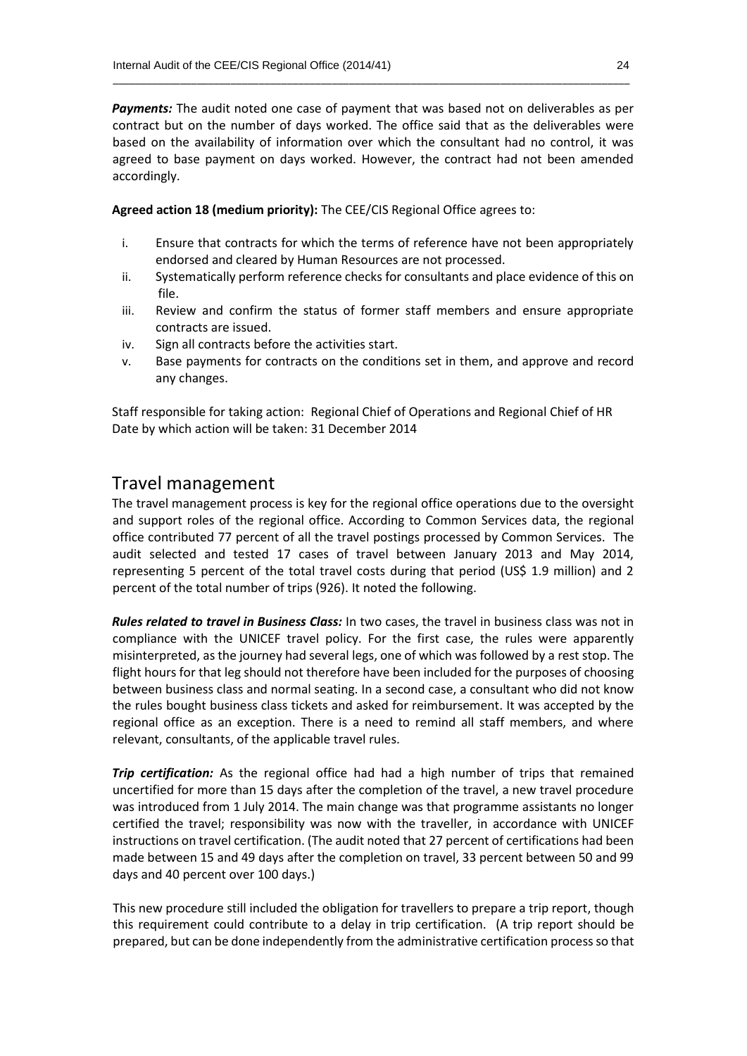***Payments:*** The audit noted one case of payment that was based not on deliverables as per contract but on the number of days worked. The office said that as the deliverables were based on the availability of information over which the consultant had no control, it was agreed to base payment on days worked. However, the contract had not been amended accordingly.

**Agreed action 18 (medium priority):** The CEE/CIS Regional Office agrees to:

i. Ensure that contracts for which the terms of reference have not been appropriately endorsed and cleared by Human Resources are not processed.
ii. Systematically perform reference checks for consultants and place evidence of this on file.
iii. Review and confirm the status of former staff members and ensure appropriate contracts are issued.
iv. Sign all contracts before the activities start.
v. Base payments for contracts on the conditions set in them, and approve and record any changes.

Staff responsible for taking action: Regional Chief of Operations and Regional Chief of HR
Date by which action will be taken: 31 December 2014

## Travel management

The travel management process is key for the regional office operations due to the oversight and support roles of the regional office. According to Common Services data, the regional office contributed 77 percent of all the travel postings processed by Common Services. The audit selected and tested 17 cases of travel between January 2013 and May 2014, representing 5 percent of the total travel costs during that period (US$ 1.9 million) and 2 percent of the total number of trips (926). It noted the following.

***Rules related to travel in Business Class:*** In two cases, the travel in business class was not in compliance with the UNICEF travel policy. For the first case, the rules were apparently misinterpreted, as the journey had several legs, one of which was followed by a rest stop. The flight hours for that leg should not therefore have been included for the purposes of choosing between business class and normal seating. In a second case, a consultant who did not know the rules bought business class tickets and asked for reimbursement. It was accepted by the regional office as an exception. There is a need to remind all staff members, and where relevant, consultants, of the applicable travel rules.

***Trip certification:*** As the regional office had had a high number of trips that remained uncertified for more than 15 days after the completion of the travel, a new travel procedure was introduced from 1 July 2014. The main change was that programme assistants no longer certified the travel; responsibility was now with the traveller, in accordance with UNICEF instructions on travel certification. (The audit noted that 27 percent of certifications had been made between 15 and 49 days after the completion on travel, 33 percent between 50 and 99 days and 40 percent over 100 days.)

This new procedure still included the obligation for travellers to prepare a trip report, though this requirement could contribute to a delay in trip certification. (A trip report should be prepared, but can be done independently from the administrative certification process so that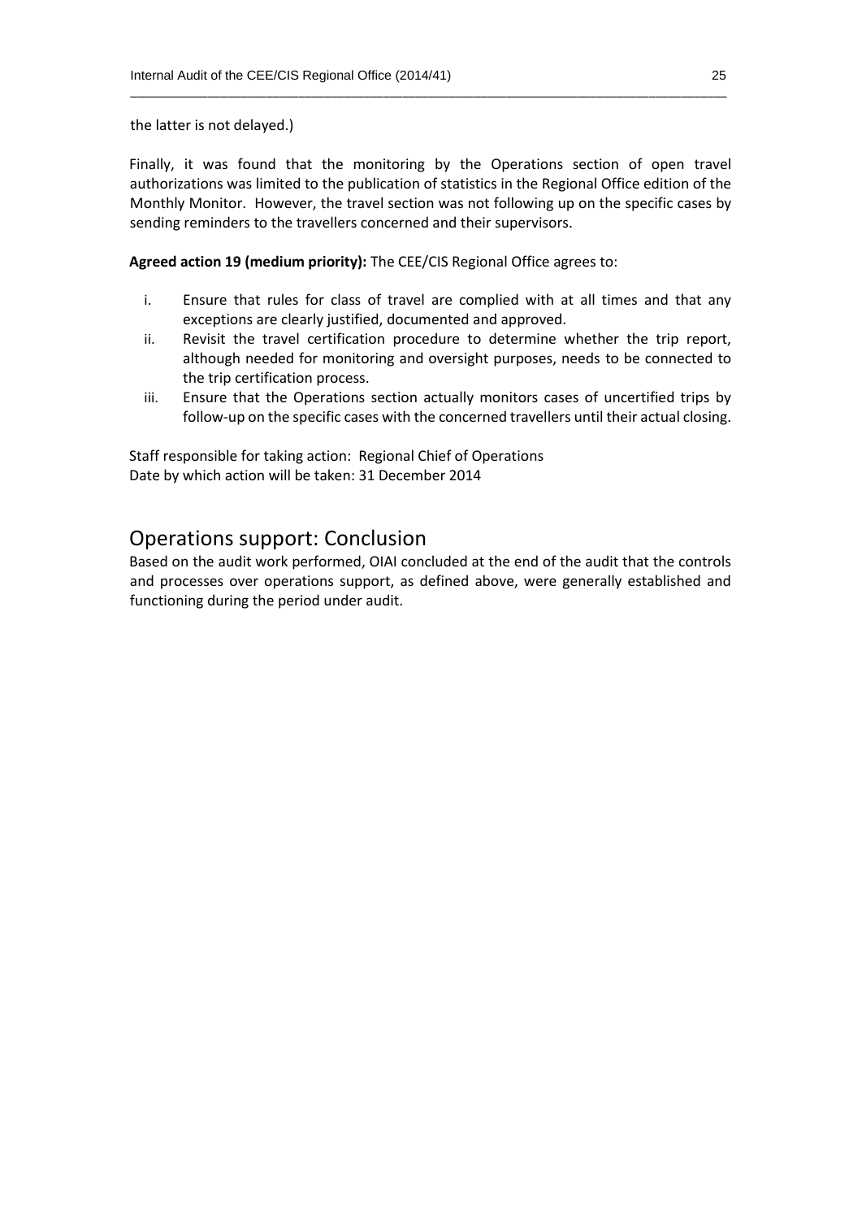the latter is not delayed.)

Finally, it was found that the monitoring by the Operations section of open travel authorizations was limited to the publication of statistics in the Regional Office edition of the Monthly Monitor. However, the travel section was not following up on the specific cases by sending reminders to the travellers concerned and their supervisors.

**Agreed action 19 (medium priority):** The CEE/CIS Regional Office agrees to:

i. Ensure that rules for class of travel are complied with at all times and that any exceptions are clearly justified, documented and approved.
ii. Revisit the travel certification procedure to determine whether the trip report, although needed for monitoring and oversight purposes, needs to be connected to the trip certification process.
iii. Ensure that the Operations section actually monitors cases of uncertified trips by follow-up on the specific cases with the concerned travellers until their actual closing.

Staff responsible for taking action: Regional Chief of Operations
Date by which action will be taken: 31 December 2014

## Operations support: Conclusion

Based on the audit work performed, OIAI concluded at the end of the audit that the controls and processes over operations support, as defined above, were generally established and functioning during the period under audit.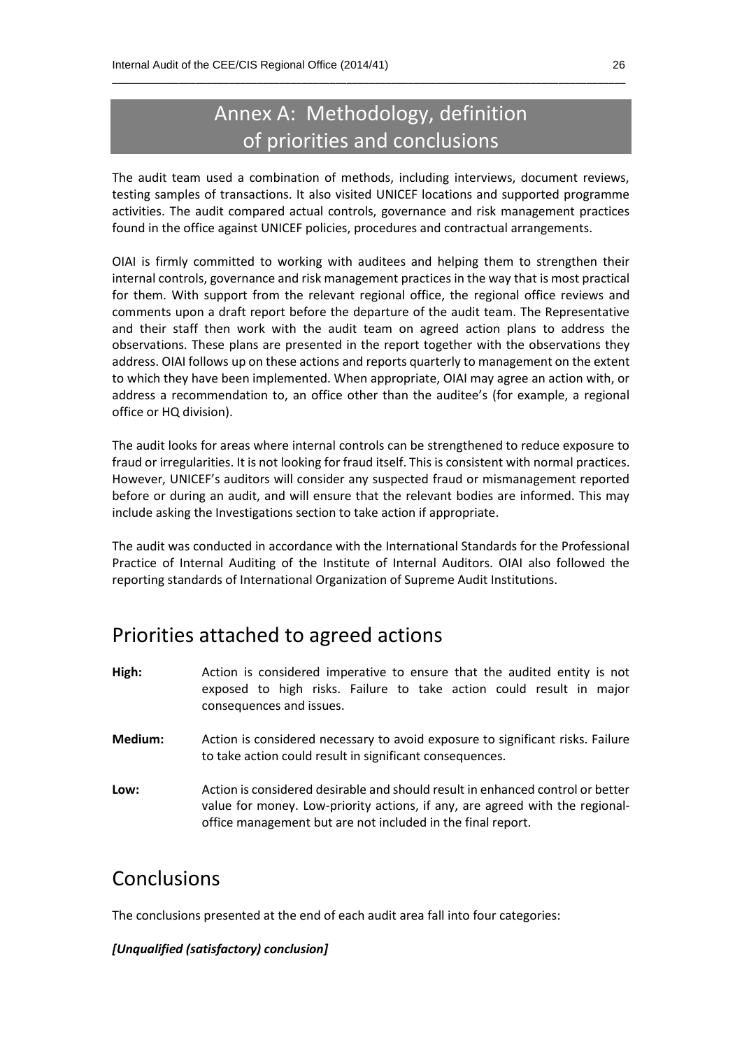# Annex A: Methodology, definition of priorities and conclusions

The audit team used a combination of methods, including interviews, document reviews, testing samples of transactions. It also visited UNICEF locations and supported programme activities. The audit compared actual controls, governance and risk management practices found in the office against UNICEF policies, procedures and contractual arrangements.

OIAI is firmly committed to working with auditees and helping them to strengthen their internal controls, governance and risk management practices in the way that is most practical for them. With support from the relevant regional office, the regional office reviews and comments upon a draft report before the departure of the audit team. The Representative and their staff then work with the audit team on agreed action plans to address the observations. These plans are presented in the report together with the observations they address. OIAI follows up on these actions and reports quarterly to management on the extent to which they have been implemented. When appropriate, OIAI may agree an action with, or address a recommendation to, an office other than the auditee's (for example, a regional office or HQ division).

The audit looks for areas where internal controls can be strengthened to reduce exposure to fraud or irregularities. It is not looking for fraud itself. This is consistent with normal practices. However, UNICEF's auditors will consider any suspected fraud or mismanagement reported before or during an audit, and will ensure that the relevant bodies are informed. This may include asking the Investigations section to take action if appropriate.

The audit was conducted in accordance with the International Standards for the Professional Practice of Internal Auditing of the Institute of Internal Auditors. OIAI also followed the reporting standards of International Organization of Supreme Audit Institutions.

## Priorities attached to agreed actions

**High:** Action is considered imperative to ensure that the audited entity is not exposed to high risks. Failure to take action could result in major consequences and issues.

**Medium:** Action is considered necessary to avoid exposure to significant risks. Failure to take action could result in significant consequences.

**Low:** Action is considered desirable and should result in enhanced control or better value for money. Low-priority actions, if any, are agreed with the regional-office management but are not included in the final report.

## Conclusions

The conclusions presented at the end of each audit area fall into four categories:

***[Unqualified (satisfactory) conclusion]***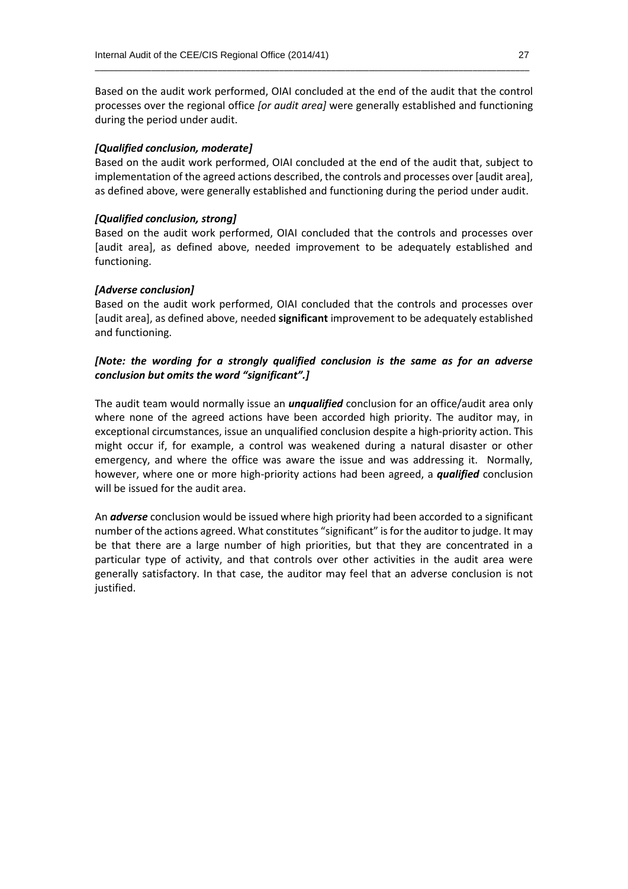Based on the audit work performed, OIAI concluded at the end of the audit that the control processes over the regional office *[or audit area]* were generally established and functioning during the period under audit.

***[Qualified conclusion, moderate]***

Based on the audit work performed, OIAI concluded at the end of the audit that, subject to implementation of the agreed actions described, the controls and processes over [audit area], as defined above, were generally established and functioning during the period under audit.

***[Qualified conclusion, strong]***

Based on the audit work performed, OIAI concluded that the controls and processes over [audit area], as defined above, needed improvement to be adequately established and functioning.

***[Adverse conclusion]***

Based on the audit work performed, OIAI concluded that the controls and processes over [audit area], as defined above, needed **significant** improvement to be adequately established and functioning.

***[Note: the wording for a strongly qualified conclusion is the same as for an adverse conclusion but omits the word "significant".]***

The audit team would normally issue an ***unqualified*** conclusion for an office/audit area only where none of the agreed actions have been accorded high priority. The auditor may, in exceptional circumstances, issue an unqualified conclusion despite a high-priority action. This might occur if, for example, a control was weakened during a natural disaster or other emergency, and where the office was aware the issue and was addressing it. Normally, however, where one or more high-priority actions had been agreed, a ***qualified*** conclusion will be issued for the audit area.

An ***adverse*** conclusion would be issued where high priority had been accorded to a significant number of the actions agreed. What constitutes "significant" is for the auditor to judge. It may be that there are a large number of high priorities, but that they are concentrated in a particular type of activity, and that controls over other activities in the audit area were generally satisfactory. In that case, the auditor may feel that an adverse conclusion is not justified.